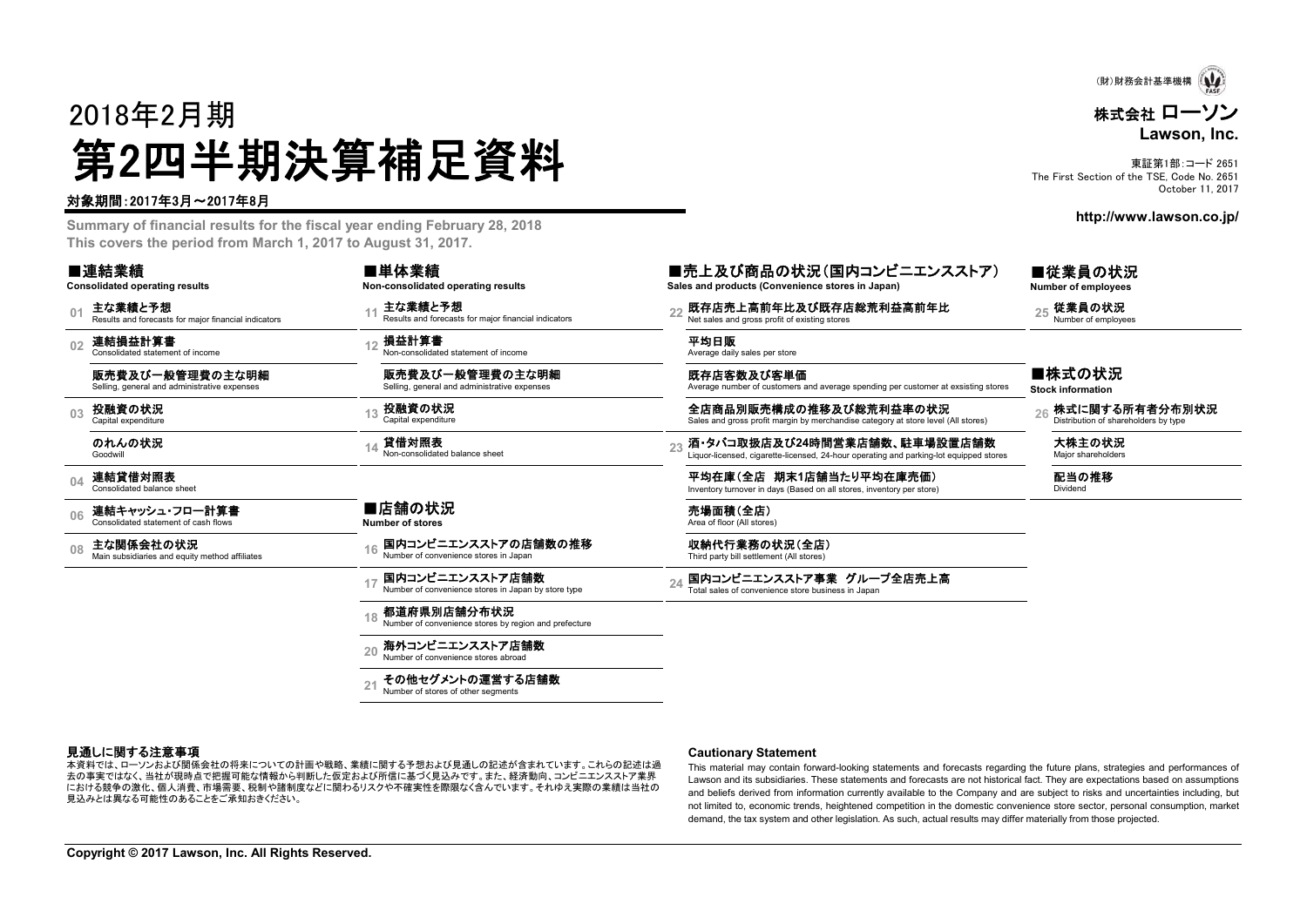(財)財務会計基準機構

**株式会社 ローソン**
**Lawson, Inc.**

東証第1部:コード 2651
The First Section of the TSE, Code No. 2651
October 11, 2017

**http://www.lawson.co.jp/**

2018年2月期

# 第2四半期決算補足資料

**対象期間:2017年3月～2017年8月**

**Summary of financial results for the fiscal year ending February 28, 2018**
**This covers the period from March 1, 2017 to August 31, 2017.**

## ■連結業績
**Consolidated operating results**

- 01 **主な業績と予想** Results and forecasts for major financial indicators
- 02 **連結損益計算書** Consolidated statement of income
  - **販売費及び一般管理費の主な明細** Selling, general and administrative expenses
- 03 **投融資の状況** Capital expenditure
  - **のれんの状況** Goodwill
- 04 **連結貸借対照表** Consolidated balance sheet
- 06 **連結キャッシュ・フロー計算書** Consolidated statement of cash flows
- 08 **主な関係会社の状況** Main subsidiaries and equity method affiliates

## ■単体業績
**Non-consolidated operating results**

- 11 **主な業績と予想** Results and forecasts for major financial indicators
- 12 **損益計算書** Non-consolidated statement of income
  - **販売費及び一般管理費の主な明細** Selling, general and administrative expenses
- 13 **投融資の状況** Capital expenditure
- 14 **貸借対照表** Non-consolidated balance sheet

## ■店舗の状況
**Number of stores**

- 16 **国内コンビニエンスストアの店舗数の推移** Number of convenience stores in Japan
- 17 **国内コンビニエンスストア店舗数** Number of convenience stores in Japan by store type
- 18 **都道府県別店舗分布状況** Number of convenience stores by region and prefecture
- 20 **海外コンビニエンスストア店舗数** Number of convenience stores abroad
- 21 **その他セグメントの運営する店舗数** Number of stores of other segments

## ■売上及び商品の状況(国内コンビニエンスストア)
**Sales and products (Convenience stores in Japan)**

- 22 **既存店売上高前年比及び既存店総荒利益高前年比** Net sales and gross profit of existing stores
  - **平均日販** Average daily sales per store
  - **既存店客数及び客単価** Average number of customers and average spending per customer at exsisting stores
  - **全店商品別販売構成の推移及び総荒利益率の状況** Sales and gross profit margin by merchandise category at store level (All stores)
- 23 **酒・タバコ取扱店及び24時間営業店舗数、駐車場設置店舗数** Liquor-licensed, cigarette-licensed, 24-hour operating and parking-lot equipped stores
  - **平均在庫(全店 期末1店舗当たり平均在庫売価)** Inventory turnover in days (Based on all stores, inventory per store)
  - **売場面積(全店)** Area of floor (All stores)
  - **収納代行業務の状況(全店)** Third party bill settlement (All stores)
- 24 **国内コンビニエンスストア事業 グループ全店売上高** Total sales of convenience store business in Japan

## ■従業員の状況
**Number of employees**

- 25 **従業員の状況** Number of employees

## ■株式の状況
**Stock information**

- 26 **株式に関する所有者分布別状況** Distribution of shareholders by type
  - **大株主の状況** Major shareholders
  - **配当の推移** Dividend

**見通しに関する注意事項**

本資料では、ローソンおよび関係会社の将来についての計画や戦略、業績に関する予想および見通しの記述が含まれています。これらの記述は過去の事実ではなく、当社が現時点で把握可能な情報から判断した仮定および所信に基づく見込みです。また、経済動向、コンビニエンスストア業界における競争の激化、個人消費、市場需要、税制や諸制度などに関わるリスクや不確実性を際限なく含んでいます。それゆえ実際の業績は当社の見込みとは異なる可能性のあることをご承知おきください。

**Cautionary Statement**

This material may contain forward-looking statements and forecasts regarding the future plans, strategies and performances of Lawson and its subsidiaries. These statements and forecasts are not historical fact. They are expectations based on assumptions and beliefs derived from information currently available to the Company and are subject to risks and uncertainties including, but not limited to, economic trends, heightened competition in the domestic convenience store sector, personal consumption, market demand, the tax system and other legislation. As such, actual results may differ materially from those projected.

**Copyright © 2017 Lawson, Inc. All Rights Reserved.**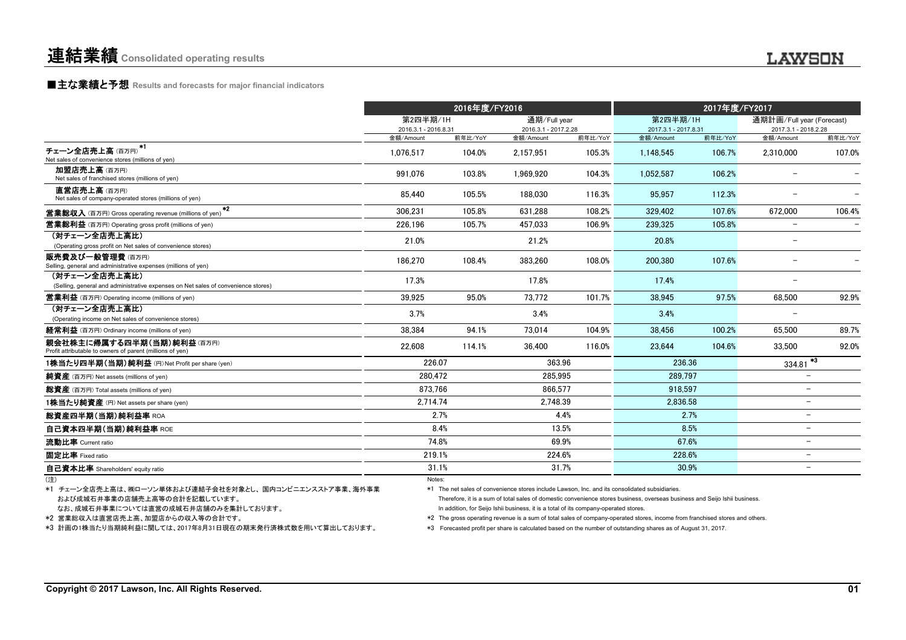# 連結業績 Consolidated operating results

## ■主な業績と予想 Results and forecasts for major financial indicators

| | 2016年度/FY2016 | | | | 2017年度/FY2017 | | | |
|---|---|---|---|---|---|---|---|---|
| | 第2四半期/1H 2016.3.1 - 2016.8.31 | | 通期/Full year 2016.3.1 - 2017.2.28 | | 第2四半期/1H 2017.3.1 - 2017.8.31 | | 通期計画/Full year (Forecast) 2017.3.1 - 2018.2.28 | |
| | 金額/Amount | 前年比/YoY | 金額/Amount | 前年比/YoY | 金額/Amount | 前年比/YoY | 金額/Amount | 前年比/YoY |
| チェーン全店売上高 (百万円) *1 Net sales of convenience stores (millions of yen) | 1,076,517 | 104.0% | 2,157,951 | 105.3% | 1,148,545 | 106.7% | 2,310,000 | 107.0% |
| 加盟店売上高 (百万円) Net sales of franchised stores (millions of yen) | 991,076 | 103.8% | 1,969,920 | 104.3% | 1,052,587 | 106.2% | – | – |
| 直営店売上高 (百万円) Net sales of company-operated stores (millions of yen) | 85,440 | 105.5% | 188,030 | 116.3% | 95,957 | 112.3% | – | – |
| 営業総収入 (百万円) Gross operating revenue (millions of yen) *2 | 306,231 | 105.8% | 631,288 | 108.2% | 329,402 | 107.6% | 672,000 | 106.4% |
| 営業総利益 (百万円) Operating gross profit (millions of yen) | 226,196 | 105.7% | 457,033 | 106.9% | 239,325 | 105.8% | – | – |
| (対チェーン全店売上高比) (Operating gross profit on Net sales of convenience stores) | 21.0% | | 21.2% | | 20.8% | | – | |
| 販売費及び一般管理費 (百万円) Selling, general and administrative expenses (millions of yen) | 186,270 | 108.4% | 383,260 | 108.0% | 200,380 | 107.6% | – | – |
| (対チェーン全店売上高比) (Selling, general and administrative expenses on Net sales of convenience stores) | 17.3% | | 17.8% | | 17.4% | | – | |
| 営業利益 (百万円) Operating income (millions of yen) | 39,925 | 95.0% | 73,772 | 101.7% | 38,945 | 97.5% | 68,500 | 92.9% |
| (対チェーン全店売上高比) (Operating income on Net sales of convenience stores) | 3.7% | | 3.4% | | 3.4% | | – | |
| 経常利益 (百万円) Ordinary income (millions of yen) | 38,384 | 94.1% | 73,014 | 104.9% | 38,456 | 100.2% | 65,500 | 89.7% |
| 親会社株主に帰属する四半期(当期)純利益 (百万円) Profit attributable to owners of parent (millions of yen) | 22,608 | 114.1% | 36,400 | 116.0% | 23,644 | 104.6% | 33,500 | 92.0% |
| 1株当たり四半期(当期)純利益 (円) Net Profit per share (yen) | 226.07 | | 363.96 | | 236.36 | | 334.81 *3 | |
| 純資産 (百万円) Net assets (millions of yen) | 280,472 | | 285,995 | | 289,797 | | – | |
| 総資産 (百万円) Total assets (millions of yen) | 873,766 | | 866,577 | | 918,597 | | – | |
| 1株当たり純資産 (円) Net assets per share (yen) | 2,714.74 | | 2,748.39 | | 2,836.58 | | – | |
| 総資産四半期(当期)純利益率 ROA | 2.7% | | 4.4% | | 2.7% | | – | |
| 自己資本四半期(当期)純利益率 ROE | 8.4% | | 13.5% | | 8.5% | | – | |
| 流動比率 Current ratio | 74.8% | | 69.9% | | 67.6% | | – | |
| 固定比率 Fixed ratio | 219.1% | | 224.6% | | 228.6% | | – | |
| 自己資本比率 Shareholders' equity ratio | 31.1% | | 31.7% | | 30.9% | | – | |

(注)

*1 チェーン全店売上高は、㈱ローソン単体および連結子会社を対象とし、国内コンビニエンスストア事業、海外事業および成城石井事業の店舗売上高等の合計を記載しています。
なお、成城石井事業については直営の成城石井店舗のみを集計しております。

*2 営業総収入は直営店売上高、加盟店からの収入等の合計です。

*3 計画の1株当たり当期純利益に関しては、2017年8月31日現在の期末発行済株式数を用いて算出しております。

Notes:

*1 The net sales of convenience stores include Lawson, Inc. and its consolidated subsidiaries.
Therefore, it is a sum of total sales of domestic convenience stores business, overseas business and Seijo Ishii business.
In addition, for Seijo Ishii business, it is a total of its company-operated stores.

*2 The gross operating revenue is a sum of total sales of company-operated stores, income from franchised stores and others.

*3 Forecasted profit per share is calculated based on the number of outstanding shares as of August 31, 2017.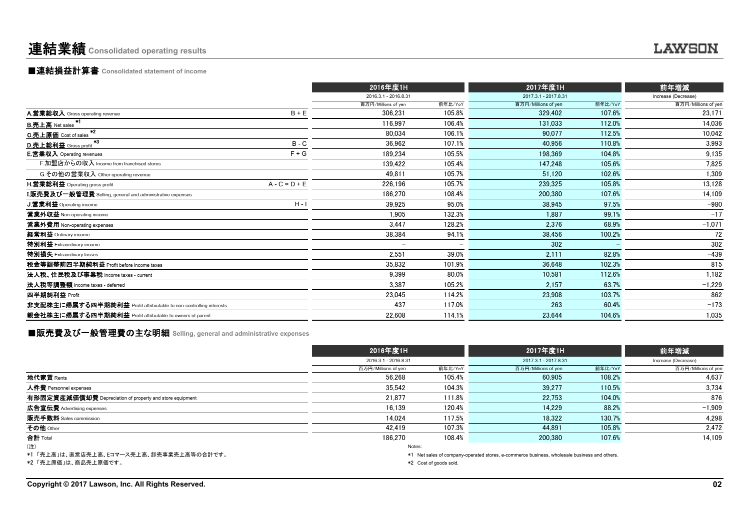# 連結業績 Consolidated operating results

## ■連結損益計算書 Consolidated statement of income

| | | 2016年度1H | | 2017年度1H | | 前年増減 |
|---|---|---|---|---|---|---|
| | | 2016.3.1 - 2016.8.31 | | 2017.3.1 - 2017.8.31 | | Increase (Decrease) |
| | | 百万円/Millions of yen | 前年比/YoY | 百万円/Millions of yen | 前年比/YoY | 百万円/Millions of yen |
| **A.営業総収入** Gross operating revenue | B + E | 306,231 | 105.8% | 329,402 | 107.6% | 23,171 |
| **B.売上高** Net sales *1 | | 116,997 | 106.4% | 131,033 | 112.0% | 14,036 |
| **C.売上原価** Cost of sales *2 | | 80,034 | 106.1% | 90,077 | 112.5% | 10,042 |
| **D.売上総利益** Gross profit *3 | B - C | 36,962 | 107.1% | 40,956 | 110.8% | 3,993 |
| **E.営業収入** Operating revenues | F + G | 189,234 | 105.5% | 198,369 | 104.8% | 9,135 |
| F.加盟店からの収入 Income from franchised stores | | 139,422 | 105.4% | 147,248 | 105.6% | 7,825 |
| G.その他の営業収入 Other operating revenue | | 49,811 | 105.7% | 51,120 | 102.6% | 1,309 |
| **H.営業総利益** Operating gross profit | A - C = D + E | 226,196 | 105.7% | 239,325 | 105.8% | 13,128 |
| **I.販売費及び一般管理費** Selling, general and administrative expenses | | 186,270 | 108.4% | 200,380 | 107.6% | 14,109 |
| **J.営業利益** Operating income | H - I | 39,925 | 95.0% | 38,945 | 97.5% | −980 |
| **営業外収益** Non-operating income | | 1,905 | 132.3% | 1,887 | 99.1% | −17 |
| **営業外費用** Non-operating expenses | | 3,447 | 128.2% | 2,376 | 68.9% | −1,071 |
| **経常利益** Ordinary income | | 38,384 | 94.1% | 38,456 | 100.2% | 72 |
| **特別利益** Extraordinary income | | − | − | 302 | − | 302 |
| **特別損失** Extraordinary losses | | 2,551 | 39.0% | 2,111 | 82.8% | −439 |
| **税金等調整前四半期純利益** Profit before income taxes | | 35,832 | 101.9% | 36,648 | 102.3% | 815 |
| **法人税、住民税及び事業税** Income taxes - current | | 9,399 | 80.0% | 10,581 | 112.6% | 1,182 |
| **法人税等調整額** Income taxes - deferred | | 3,387 | 105.2% | 2,157 | 63.7% | −1,229 |
| **四半期純利益** Profit | | 23,045 | 114.2% | 23,908 | 103.7% | 862 |
| **非支配株主に帰属する四半期純利益** Profit attribiutable to non-controlling interests | | 437 | 117.0% | 263 | 60.4% | −173 |
| **親会社株主に帰属する四半期純利益** Profit attributable to owners of parent | | 22,608 | 114.1% | 23,644 | 104.6% | 1,035 |

## ■販売費及び一般管理費の主な明細 Selling, general and administrative expenses

| | 2016年度1H | | 2017年度1H | | 前年増減 |
|---|---|---|---|---|---|
| | 2016.3.1 - 2016.8.31 | | 2017.3.1 - 2017.8.31 | | Increase (Decrease) |
| | 百万円/Millions of yen | 前年比/YoY | 百万円/Millions of yen | 前年比/YoY | 百万円/Millions of yen |
| **地代家賃** Rents | 56,268 | 105.4% | 60,905 | 108.2% | 4,637 |
| **人件費** Personnel expenses | 35,542 | 104.3% | 39,277 | 110.5% | 3,734 |
| **有形固定資産減価償却費** Depreciation of property and store equipment | 21,877 | 111.8% | 22,753 | 104.0% | 876 |
| **広告宣伝費** Advertising expenses | 16,139 | 120.4% | 14,229 | 88.2% | −1,909 |
| **販売手数料** Sales commission | 14,024 | 117.5% | 18,322 | 130.7% | 4,298 |
| **その他** Other | 42,419 | 107.3% | 44,891 | 105.8% | 2,472 |
| **合計** Total | 186,270 | 108.4% | 200,380 | 107.6% | 14,109 |

(注)
*1 「売上高」は、直営店売上高、Eコマース売上高、卸売事業売上高等の合計です。
*2 「売上原価」は、商品売上原価です。

Notes:
*1 Net sales of company-operated stores, e-commerce business, wholesale business and others.
*2 Cost of goods sold.

Copyright © 2017 Lawson, Inc. All Rights Reserved.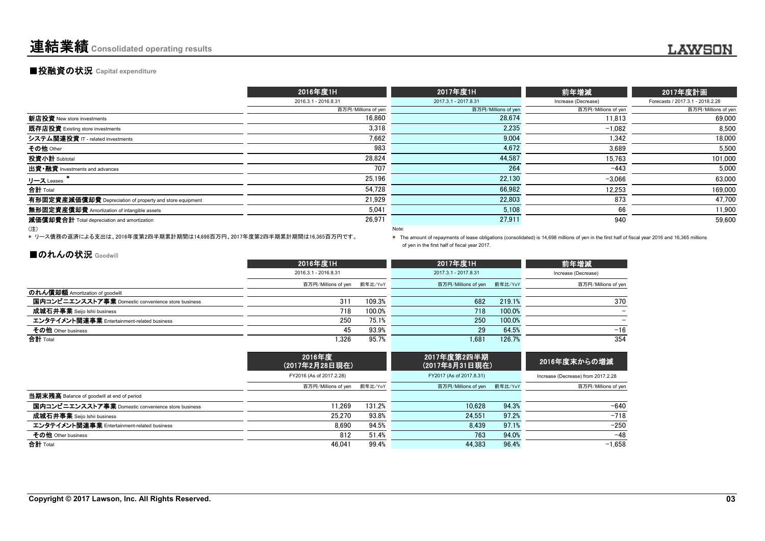# 連結業績 Consolidated operating results

## ■投融資の状況 Capital expenditure

| | 2016年度1H<br>2016.3.1 - 2016.8.31<br>百万円/Millions of yen | 2017年度1H<br>2017.3.1 - 2017.8.31<br>百万円/Millions of yen | 前年増減<br>Increase (Decrease)<br>百万円/Millions of yen | 2017年度計画<br>Forecasts / 2017.3.1 - 2018.2.28<br>百万円/Millions of yen |
|---|---|---|---|---|
| **新店投資** New store investments | 16,860 | 28,674 | 11,813 | 69,000 |
| **既存店投資** Existing store investments | 3,318 | 2,235 | −1,082 | 8,500 |
| **システム関連投資** IT - related investments | 7,662 | 9,004 | 1,342 | 18,000 |
| **その他** Other | 983 | 4,672 | 3,689 | 5,500 |
| **投資小計** Subtotal | 28,824 | 44,587 | 15,763 | 101,000 |
| **出資・融資** Investments and advances | 707 | 264 | −443 | 5,000 |
| **リース** Leases * | 25,196 | 22,130 | −3,066 | 63,000 |
| **合計** Total | 54,728 | 66,982 | 12,253 | 169,000 |
| **有形固定資産減価償却費** Depreciation of property and store equipment | 21,929 | 22,803 | 873 | 47,700 |
| **無形固定資産償却費** Amortization of intangible assets | 5,041 | 5,108 | 66 | 11,900 |
| **減価償却費合計** Total depreciation and amortization | 26,971 | 27,911 | 940 | 59,600 |

(注)

* リース債務の返済による支出は、2016年度第2四半期累計期間は14,698百万円、2017年度第2四半期累計期間は16,365百万円です。

Note:

* The amount of repayments of lease obligations (consolidated) is 14,698 millions of yen in the first half of fiscal year 2016 and 16,365 millions of yen in the first half of fiscal year 2017.

## ■のれんの状況 Goodwill

| | 2016年度1H<br>2016.3.1 - 2016.8.31<br>百万円/Millions of yen | 前年比/YoY | 2017年度1H<br>2017.3.1 - 2017.8.31<br>百万円/Millions of yen | 前年比/YoY | 前年増減<br>Increase (Decrease)<br>百万円/Millions of yen |
|---|---|---|---|---|---|
| **のれん償却額** Amortization of goodwill | | | | | |
| **国内コンビニエンスストア事業** Domestic convenience store business | 311 | 109.3% | 682 | 219.1% | 370 |
| **成城石井事業** Seijo Ishii business | 718 | 100.0% | 718 | 100.0% | − |
| **エンタテイメント関連事業** Entertainment-related business | 250 | 75.1% | 250 | 100.0% | − |
| **その他** Other business | 45 | 93.9% | 29 | 64.5% | −16 |
| **合計** Total | 1,326 | 95.7% | 1,681 | 126.7% | 354 |

| | 2016年度<br>(2017年2月28日現在)<br>FY2016 (As of 2017.2.28)<br>百万円/Millions of yen | 前年比/YoY | 2017年度第2四半期<br>(2017年8月31日現在)<br>FY2017 (As of 2017.8.31)<br>百万円/Millions of yen | 前年比/YoY | 2016年度末からの増減<br>Increase (Decrease) from 2017.2.28<br>百万円/Millions of yen |
|---|---|---|---|---|---|
| **当期末残高** Balance of goodwill at end of period | | | | | |
| **国内コンビニエンスストア事業** Domestic convenience store business | 11,269 | 131.2% | 10,628 | 94.3% | −640 |
| **成城石井事業** Seijo Ishii business | 25,270 | 93.8% | 24,551 | 97.2% | −718 |
| **エンタテイメント関連事業** Entertainment-related business | 8,690 | 94.5% | 8,439 | 97.1% | −250 |
| **その他** Other business | 812 | 51.4% | 763 | 94.0% | −48 |
| **合計** Total | 46,041 | 99.4% | 44,383 | 96.4% | −1,658 |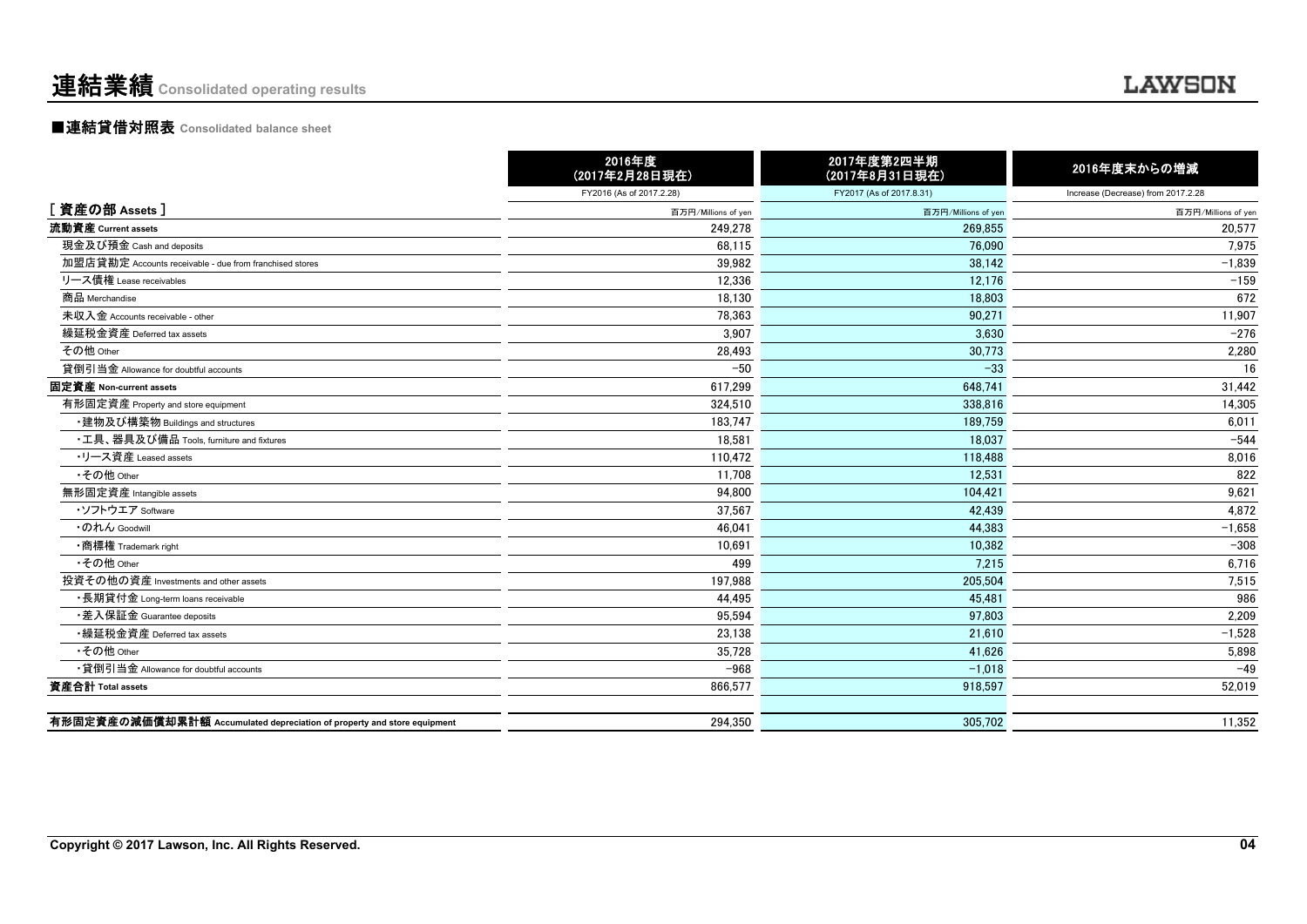# 連結業績 Consolidated operating results

## ■連結貸借対照表 Consolidated balance sheet

| | 2016年度<br>(2017年2月28日現在)<br>FY2016 (As of 2017.2.28) | 2017年度第2四半期<br>(2017年8月31日現在)<br>FY2017 (As of 2017.8.31) | 2016年度末からの増減<br>Increase (Decrease) from 2017.2.28 |
|---|---|---|---|
| [ 資産の部 Assets ] | 百万円/Millions of yen | 百万円/Millions of yen | 百万円/Millions of yen |
| **流動資産 Current assets** | 249,278 | 269,855 | 20,577 |
| 現金及び預金 Cash and deposits | 68,115 | 76,090 | 7,975 |
| 加盟店貸勘定 Accounts receivable - due from franchised stores | 39,982 | 38,142 | −1,839 |
| リース債権 Lease receivables | 12,336 | 12,176 | −159 |
| 商品 Merchandise | 18,130 | 18,803 | 672 |
| 未収入金 Accounts receivable - other | 78,363 | 90,271 | 11,907 |
| 繰延税金資産 Deferred tax assets | 3,907 | 3,630 | −276 |
| その他 Other | 28,493 | 30,773 | 2,280 |
| 貸倒引当金 Allowance for doubtful accounts | −50 | −33 | 16 |
| **固定資産 Non-current assets** | 617,299 | 648,741 | 31,442 |
| 有形固定資産 Property and store equipment | 324,510 | 338,816 | 14,305 |
| ・建物及び構築物 Buildings and structures | 183,747 | 189,759 | 6,011 |
| ・工具、器具及び備品 Tools, furniture and fixtures | 18,581 | 18,037 | −544 |
| ・リース資産 Leased assets | 110,472 | 118,488 | 8,016 |
| ・その他 Other | 11,708 | 12,531 | 822 |
| 無形固定資産 Intangible assets | 94,800 | 104,421 | 9,621 |
| ・ソフトウエア Software | 37,567 | 42,439 | 4,872 |
| ・のれん Goodwill | 46,041 | 44,383 | −1,658 |
| ・商標権 Trademark right | 10,691 | 10,382 | −308 |
| ・その他 Other | 499 | 7,215 | 6,716 |
| 投資その他の資産 Investments and other assets | 197,988 | 205,504 | 7,515 |
| ・長期貸付金 Long-term loans receivable | 44,495 | 45,481 | 986 |
| ・差入保証金 Guarantee deposits | 95,594 | 97,803 | 2,209 |
| ・繰延税金資産 Deferred tax assets | 23,138 | 21,610 | −1,528 |
| ・その他 Other | 35,728 | 41,626 | 5,898 |
| ・貸倒引当金 Allowance for doubtful accounts | −968 | −1,018 | −49 |
| **資産合計 Total assets** | 866,577 | 918,597 | 52,019 |
| | | | |
| **有形固定資産の減価償却累計額 Accumulated depreciation of property and store equipment** | 294,350 | 305,702 | 11,352 |

Copyright © 2017 Lawson, Inc. All Rights Reserved.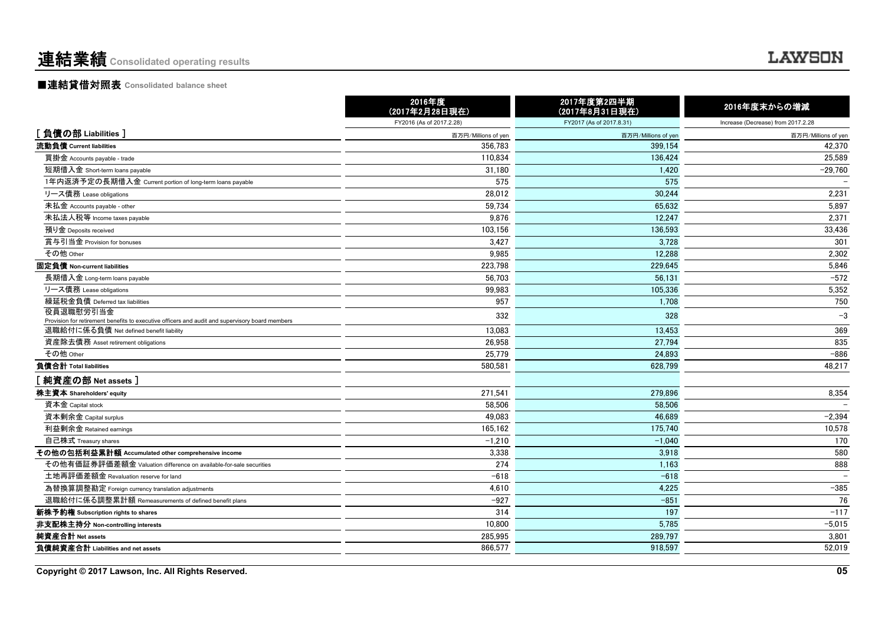# 連結業績 Consolidated operating results

## ■連結貸借対照表 Consolidated balance sheet

| | 2016年度<br>(2017年2月28日現在)<br>FY2016 (As of 2017.2.28) | 2017年度第2四半期<br>(2017年8月31日現在)<br>FY2017 (As of 2017.8.31) | 2016年度末からの増減<br>Increase (Decrease) from 2017.2.28 |
|---|---|---|---|
| **[ 負債の部 Liabilities ]** | 百万円/Millions of yen | 百万円/Millions of yen | 百万円/Millions of yen |
| **流動負債 Current liabilities** | 356,783 | 399,154 | 42,370 |
| 買掛金 Accounts payable - trade | 110,834 | 136,424 | 25,589 |
| 短期借入金 Short-term loans payable | 31,180 | 1,420 | −29,760 |
| 1年内返済予定の長期借入金 Current portion of long-term loans payable | 575 | 575 | − |
| リース債務 Lease obligations | 28,012 | 30,244 | 2,231 |
| 未払金 Accounts payable - other | 59,734 | 65,632 | 5,897 |
| 未払法人税等 Income taxes payable | 9,876 | 12,247 | 2,371 |
| 預り金 Deposits received | 103,156 | 136,593 | 33,436 |
| 賞与引当金 Provision for bonuses | 3,427 | 3,728 | 301 |
| その他 Other | 9,985 | 12,288 | 2,302 |
| **固定負債 Non-current liabilities** | 223,798 | 229,645 | 5,846 |
| 長期借入金 Long-term loans payable | 56,703 | 56,131 | −572 |
| リース債務 Lease obligations | 99,983 | 105,336 | 5,352 |
| 繰延税金負債 Deferred tax liabilities | 957 | 1,708 | 750 |
| 役員退職慰労引当金 Provision for retirement benefits to executive officers and audit and supervisory board members | 332 | 328 | −3 |
| 退職給付に係る負債 Net defined benefit liability | 13,083 | 13,453 | 369 |
| 資産除去債務 Asset retirement obligations | 26,958 | 27,794 | 835 |
| その他 Other | 25,779 | 24,893 | −886 |
| **負債合計 Total liabilities** | 580,581 | 628,799 | 48,217 |
| **[ 純資産の部 Net assets ]** | | | |
| **株主資本 Shareholders' equity** | 271,541 | 279,896 | 8,354 |
| 資本金 Capital stock | 58,506 | 58,506 | − |
| 資本剰余金 Capital surplus | 49,083 | 46,689 | −2,394 |
| 利益剰余金 Retained earnings | 165,162 | 175,740 | 10,578 |
| 自己株式 Treasury shares | −1,210 | −1,040 | 170 |
| **その他の包括利益累計額 Accumulated other comprehensive income** | 3,338 | 3,918 | 580 |
| その他有価証券評価差額金 Valuation difference on available-for-sale securities | 274 | 1,163 | 888 |
| 土地再評価差額金 Revaluation reserve for land | −618 | −618 | − |
| 為替換算調整勘定 Foreign currency translation adjustments | 4,610 | 4,225 | −385 |
| 退職給付に係る調整累計額 Remeasurements of defined benefit plans | −927 | −851 | 76 |
| **新株予約権 Subscription rights to shares** | 314 | 197 | −117 |
| **非支配株主持分 Non-controlling interests** | 10,800 | 5,785 | −5,015 |
| **純資産合計 Net assets** | 285,995 | 289,797 | 3,801 |
| **負債純資産合計 Liabilities and net assets** | 866,577 | 918,597 | 52,019 |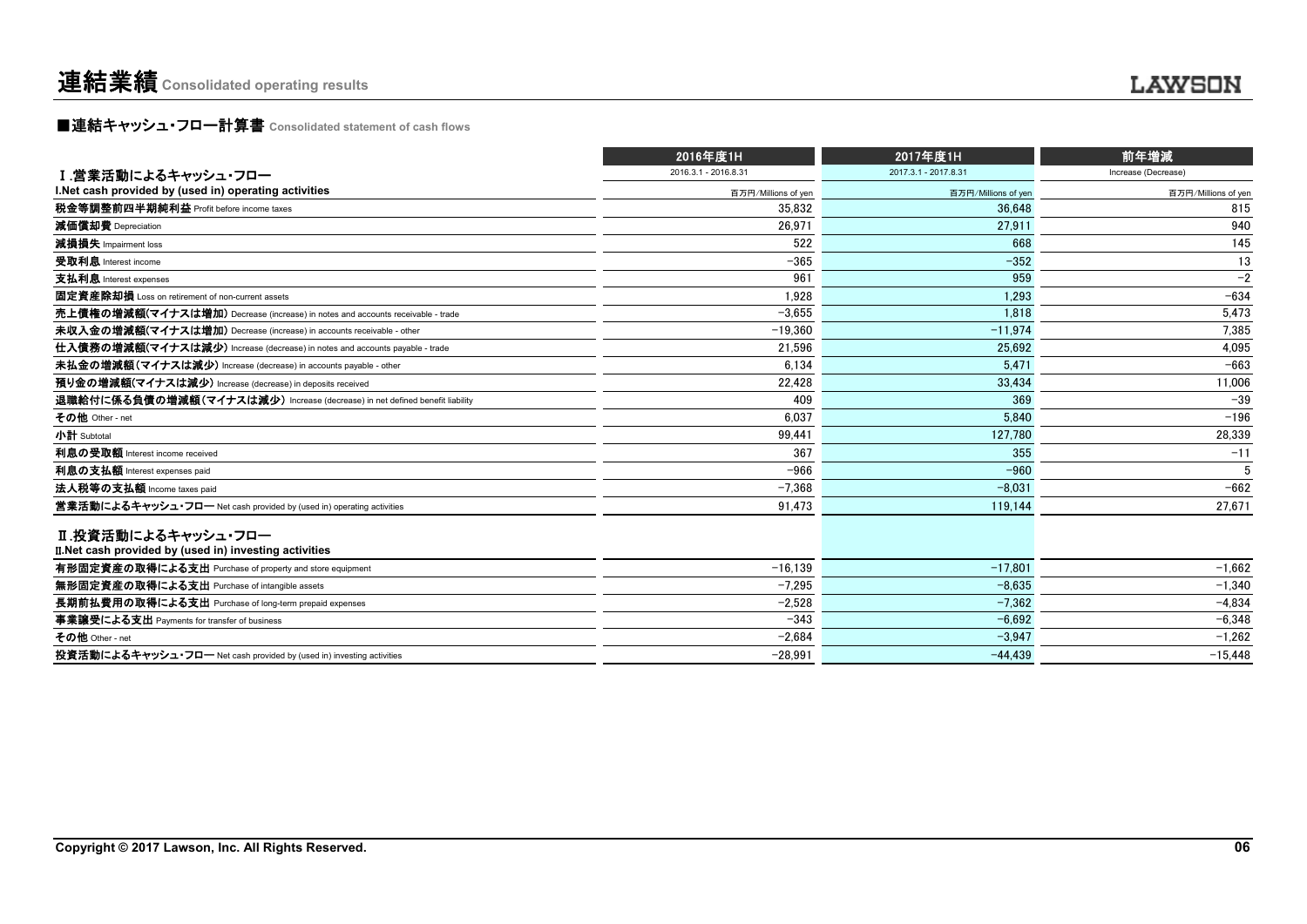# 連結業績 Consolidated operating results

## ■連結キャッシュ・フロー計算書 Consolidated statement of cash flows

| | 2016年度1H | 2017年度1H | 前年増減 |
|---|---|---|---|
| **Ⅰ.営業活動によるキャッシュ・フロー** | 2016.3.1 - 2016.8.31 | 2017.3.1 - 2017.8.31 | Increase (Decrease) |
| **I.Net cash provided by (used in) operating activities** | 百万円/Millions of yen | 百万円/Millions of yen | 百万円/Millions of yen |
| **税金等調整前四半期純利益** Profit before income taxes | 35,832 | 36,648 | 815 |
| **減価償却費** Depreciation | 26,971 | 27,911 | 940 |
| **減損損失** Impairment loss | 522 | 668 | 145 |
| **受取利息** Interest income | −365 | −352 | 13 |
| **支払利息** Interest expenses | 961 | 959 | −2 |
| **固定資産除却損** Loss on retirement of non-current assets | 1,928 | 1,293 | −634 |
| **売上債権の増減額(マイナスは増加)** Decrease (increase) in notes and accounts receivable - trade | −3,655 | 1,818 | 5,473 |
| **未収入金の増減額(マイナスは増加)** Decrease (increase) in accounts receivable - other | −19,360 | −11,974 | 7,385 |
| **仕入債務の増減額(マイナスは減少)** Increase (decrease) in notes and accounts payable - trade | 21,596 | 25,692 | 4,095 |
| **未払金の増減額（マイナスは減少）** Increase (decrease) in accounts payable - other | 6,134 | 5,471 | −663 |
| **預り金の増減額(マイナスは減少)** Increase (decrease) in deposits received | 22,428 | 33,434 | 11,006 |
| **退職給付に係る負債の増減額（マイナスは減少）** Increase (decrease) in net defined benefit liability | 409 | 369 | −39 |
| **その他** Other - net | 6,037 | 5,840 | −196 |
| **小計** Subtotal | 99,441 | 127,780 | 28,339 |
| **利息の受取額** Interest income received | 367 | 355 | −11 |
| **利息の支払額** Interest expenses paid | −966 | −960 | 5 |
| **法人税等の支払額** Income taxes paid | −7,368 | −8,031 | −662 |
| **営業活動によるキャッシュ・フロー** Net cash provided by (used in) operating activities | 91,473 | 119,144 | 27,671 |
| **Ⅱ.投資活動によるキャッシュ・フロー** | | | |
| **II.Net cash provided by (used in) investing activities** | | | |
| **有形固定資産の取得による支出** Purchase of property and store equipment | −16,139 | −17,801 | −1,662 |
| **無形固定資産の取得による支出** Purchase of intangible assets | −7,295 | −8,635 | −1,340 |
| **長期前払費用の取得による支出** Purchase of long-term prepaid expenses | −2,528 | −7,362 | −4,834 |
| **事業譲受による支出** Payments for transfer of business | −343 | −6,692 | −6,348 |
| **その他** Other - net | −2,684 | −3,947 | −1,262 |
| **投資活動によるキャッシュ・フロー** Net cash provided by (used in) investing activities | −28,991 | −44,439 | −15,448 |

**Copyright © 2017 Lawson, Inc. All Rights Reserved.**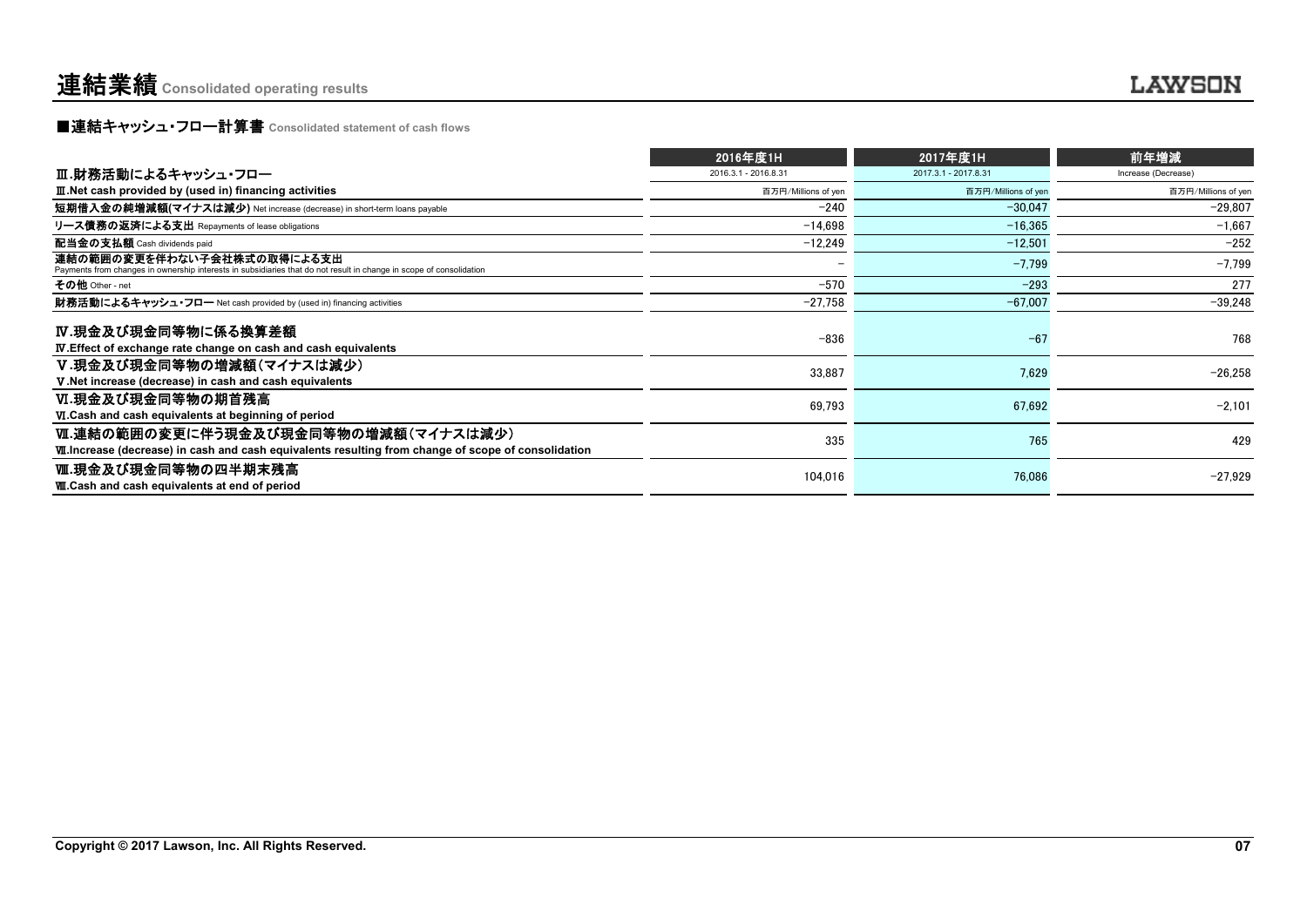# 連結業績 Consolidated operating results

## ■連結キャッシュ・フロー計算書 Consolidated statement of cash flows

| Ⅲ.財務活動によるキャッシュ・フロー<br>Ⅲ.Net cash provided by (used in) financing activities | 2016年度1H<br>2016.3.1 - 2016.8.31<br>百万円/Millions of yen | 2017年度1H<br>2017.3.1 - 2017.8.31<br>百万円/Millions of yen | 前年増減<br>Increase (Decrease)<br>百万円/Millions of yen |
|---|---|---|---|
| 短期借入金の純増減額(マイナスは減少) Net increase (decrease) in short-term loans payable | −240 | −30,047 | −29,807 |
| リース債務の返済による支出 Repayments of lease obligations | −14,698 | −16,365 | −1,667 |
| 配当金の支払額 Cash dividends paid | −12,249 | −12,501 | −252 |
| 連結の範囲の変更を伴わない子会社株式の取得による支出<br>Payments from changes in ownership interests in subsidiaries that do not result in change in scope of consolidation | − | −7,799 | −7,799 |
| その他 Other - net | −570 | −293 | 277 |
| 財務活動によるキャッシュ・フロー Net cash provided by (used in) financing activities | −27,758 | −67,007 | −39,248 |
| Ⅳ.現金及び現金同等物に係る換算差額<br>Ⅳ.Effect of exchange rate change on cash and cash equivalents | −836 | −67 | 768 |
| Ⅴ.現金及び現金同等物の増減額(マイナスは減少)<br>Ⅴ.Net increase (decrease) in cash and cash equivalents | 33,887 | 7,629 | −26,258 |
| Ⅵ.現金及び現金同等物の期首残高<br>Ⅵ.Cash and cash equivalents at beginning of period | 69,793 | 67,692 | −2,101 |
| Ⅶ.連結の範囲の変更に伴う現金及び現金同等物の増減額(マイナスは減少)<br>Ⅶ.Increase (decrease) in cash and cash equivalents resulting from change of scope of consolidation | 335 | 765 | 429 |
| Ⅷ.現金及び現金同等物の四半期末残高<br>Ⅷ.Cash and cash equivalents at end of period | 104,016 | 76,086 | −27,929 |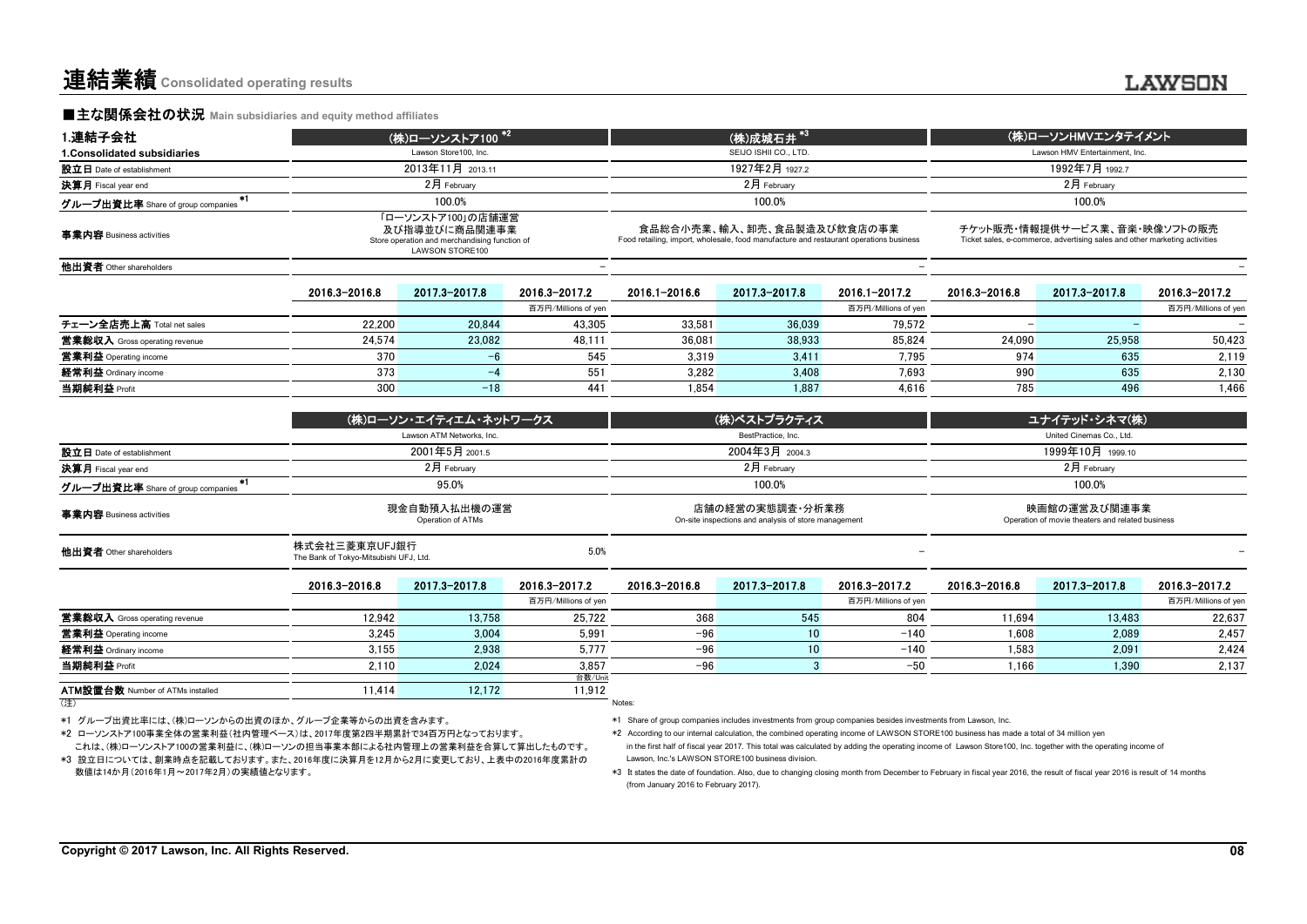# 連結業績 Consolidated operating results

## ■主な関係会社の状況 Main subsidiaries and equity method affiliates

| 1.連結子会社 1.Consolidated subsidiaries | (株)ローソンストア100 *2 Lawson Store100, Inc. | | | (株)成城石井 *3 SEIJO ISHII CO., LTD. | | | (株)ローソンHMVエンタテイメント Lawson HMV Entertainment, Inc. | | |
|---|---|---|---|---|---|---|---|---|---|
| 設立日 Date of establishment | 2013年11月 2013.11 | | | 1927年2月 1927.2 | | | 1992年7月 1992.7 | | |
| 決算月 Fiscal year end | 2月 February | | | 2月 February | | | 2月 February | | |
| グループ出資比率 Share of group companies *1 | 100.0% | | | 100.0% | | | 100.0% | | |
| 事業内容 Business activities | 「ローソンストア100」の店舗運営及び指導並びに商品関連事業 Store operation and merchandising function of LAWSON STORE100 | | | 食品総合小売業、輸入、卸売、食品製造及び飲食店の事業 Food retailing, import, wholesale, food manufacture and restaurant operations business | | | チケット販売・情報提供サービス業、音楽・映像ソフトの販売 Ticket sales, e-commerce, advertising sales and other marketing activities | | |
| 他出資者 Other shareholders | | | − | | | − | | | − |
| | 2016.3−2016.8 | 2017.3−2017.8 | 2016.3−2017.2 | 2016.1−2016.6 | 2017.3−2017.8 | 2016.1−2017.2 | 2016.3−2016.8 | 2017.3−2017.8 | 2016.3−2017.2 |
| | | | 百万円/Millions of yen | | | 百万円/Millions of yen | | | 百万円/Millions of yen |
| チェーン全店売上高 Total net sales | 22,200 | 20,844 | 43,305 | 33,581 | 36,039 | 79,572 | − | − | − |
| 営業総収入 Gross operating revenue | 24,574 | 23,082 | 48,111 | 36,081 | 38,933 | 85,824 | 24,090 | 25,958 | 50,423 |
| 営業利益 Operating income | 370 | −6 | 545 | 3,319 | 3,411 | 7,795 | 974 | 635 | 2,119 |
| 経常利益 Ordinary income | 373 | −4 | 551 | 3,282 | 3,408 | 7,693 | 990 | 635 | 2,130 |
| 当期純利益 Profit | 300 | −18 | 441 | 1,854 | 1,887 | 4,616 | 785 | 496 | 1,466 |

| | (株)ローソン・エイティエム・ネットワークス Lawson ATM Networks, Inc. | | | (株)ベストプラクティス BestPractice, Inc. | | | ユナイテッド・シネマ(株) United Cinemas Co., Ltd. | | |
|---|---|---|---|---|---|---|---|---|---|
| 設立日 Date of establishment | 2001年5月 2001.5 | | | 2004年3月 2004.3 | | | 1999年10月 1999.10 | | |
| 決算月 Fiscal year end | 2月 February | | | 2月 February | | | 2月 February | | |
| グループ出資比率 Share of group companies *1 | 95.0% | | | 100.0% | | | 100.0% | | |
| 事業内容 Business activities | 現金自動預入払出機の運営 Operation of ATMs | | | 店舗の経営の実態調査・分析業務 On-site inspections and analysis of store management | | | 映画館の運営及び関連事業 Operation of movie theaters and related business | | |
| 他出資者 Other shareholders | 株式会社三菱東京UFJ銀行 The Bank of Tokyo-Mitsubishi UFJ, Ltd. | | 5.0% | | | − | | | − |
| | 2016.3−2016.8 | 2017.3−2017.8 | 2016.3−2017.2 | 2016.3−2016.8 | 2017.3−2017.8 | 2016.3−2017.2 | 2016.3−2016.8 | 2017.3−2017.8 | 2016.3−2017.2 |
| | | | 百万円/Millions of yen | | | 百万円/Millions of yen | | | 百万円/Millions of yen |
| 営業総収入 Gross operating revenue | 12,942 | 13,758 | 25,722 | 368 | 545 | 804 | 11,694 | 13,483 | 22,637 |
| 営業利益 Operating income | 3,245 | 3,004 | 5,991 | −96 | 10 | −140 | 1,608 | 2,089 | 2,457 |
| 経常利益 Ordinary income | 3,155 | 2,938 | 5,777 | −96 | 10 | −140 | 1,583 | 2,091 | 2,424 |
| 当期純利益 Profit | 2,110 | 2,024 | 3,857 | −96 | 3 | −50 | 1,166 | 1,390 | 2,137 |
| | | | 台数/Unit | | | | | | |
| ATM設置台数 Number of ATMs installed | 11,414 | 12,172 | 11,912 | | | | | | |

(注)

*1 グループ出資比率には、(株)ローソンからの出資のほか、グループ企業等からの出資を含みます。

*2 ローソンストア100事業全体の営業利益(社内管理ベース)は、2017年度第2四半期累計で34百万円となっております。
これは、(株)ローソンストア100の営業利益に、(株)ローソンの担当事業本部による社内管理上の営業利益を合算して算出したものです。

*3 設立日については、創業時点を記載しております。また、2016年度に決算月を12月から2月に変更しており、上表中の2016年度累計の数値は14か月(2016年1月～2017年2月)の実績値となります。

Notes:

*1 Share of group companies includes investments from group companies besides investments from Lawson, Inc.

*2 According to our internal calculation, the combined operating income of LAWSON STORE100 business has made a total of 34 million yen in the first half of fiscal year 2017. This total was calculated by adding the operating income of Lawson Store100, Inc. together with the operating income of Lawson, Inc.'s LAWSON STORE100 business division.

*3 It states the date of foundation. Also, due to changing closing month from December to February in fiscal year 2016, the result of fiscal year 2016 is result of 14 months (from January 2016 to February 2017).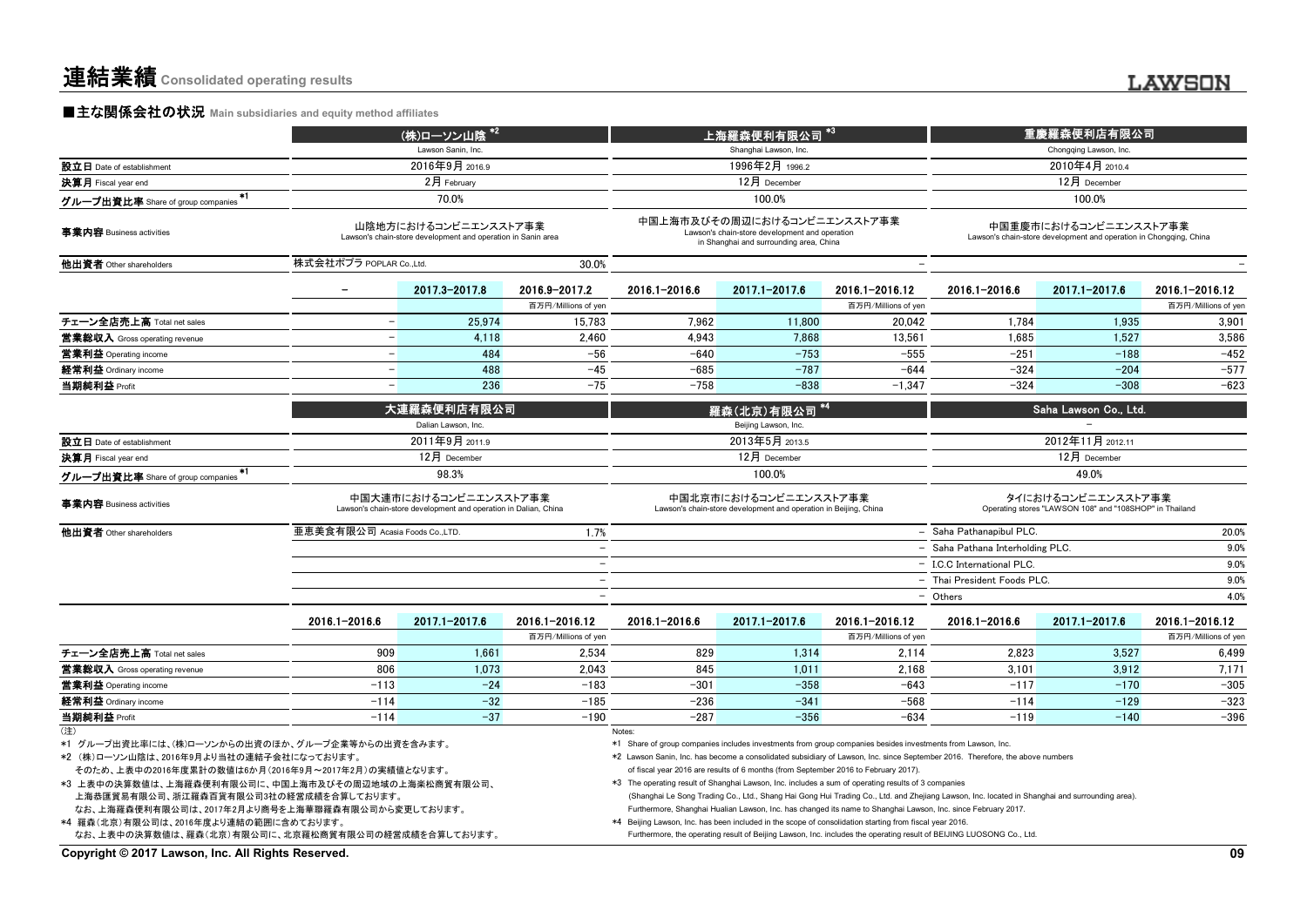# 連結業績 Consolidated operating results

## ■主な関係会社の状況 Main subsidiaries and equity method affiliates

| | (株)ローソン山陰 *2<br>Lawson Sanin, Inc. | | | 上海羅森便利有限公司 *3<br>Shanghai Lawson, Inc. | | | 重慶羅森便利店有限公司<br>Chongqing Lawson, Inc. | | |
|---|---|---|---|---|---|---|---|---|---|
| 設立日 Date of establishment | 2016年9月 2016.9 | | | 1996年2月 1996.2 | | | 2010年4月 2010.4 | | |
| 決算月 Fiscal year end | 2月 February | | | 12月 December | | | 12月 December | | |
| グループ出資比率 Share of group companies *1 | 70.0% | | | 100.0% | | | 100.0% | | |
| 事業内容 Business activities | 山陰地方におけるコンビニエンスストア事業<br>Lawson's chain-store development and operation in Sanin area | | | 中国上海市及びその周辺におけるコンビニエンスストア事業<br>Lawson's chain-store development and operation in Shanghai and surrounding area, China | | | 中国重慶市におけるコンビニエンスストア事業<br>Lawson's chain-store development and operation in Chongqing, China | | |
| 他出資者 Other shareholders | 株式会社ポプラ POPLAR Co.,Ltd. | | 30.0% | | | − | | | − |
| | − | 2017.3−2017.8 | 2016.9−2017.2<br>百万円/Millions of yen | 2016.1−2016.6 | 2017.1−2017.6 | 2016.1−2016.12<br>百万円/Millions of yen | 2016.1−2016.6 | 2017.1−2017.6 | 2016.1−2016.12<br>百万円/Millions of yen |
| チェーン全店売上高 Total net sales | − | 25,974 | 15,783 | 7,962 | 11,800 | 20,042 | 1,784 | 1,935 | 3,901 |
| 営業総収入 Gross operating revenue | − | 4,118 | 2,460 | 4,943 | 7,868 | 13,561 | 1,685 | 1,527 | 3,586 |
| 営業利益 Operating income | − | 484 | −56 | −640 | −753 | −555 | −251 | −188 | −452 |
| 経常利益 Ordinary income | − | 488 | −45 | −685 | −787 | −644 | −324 | −204 | −577 |
| 当期純利益 Profit | − | 236 | −75 | −758 | −838 | −1,347 | −324 | −308 | −623 |

| | 大連羅森便利店有限公司<br>Dalian Lawson, Inc. | | | 羅森(北京)有限公司 *4<br>Beijing Lawson, Inc. | | | Saha Lawson Co., Ltd.<br>− | | |
|---|---|---|---|---|---|---|---|---|---|
| 設立日 Date of establishment | 2011年9月 2011.9 | | | 2013年5月 2013.5 | | | 2012年11月 2012.11 | | |
| 決算月 Fiscal year end | 12月 December | | | 12月 December | | | 12月 December | | |
| グループ出資比率 Share of group companies *1 | 98.3% | | | 100.0% | | | 49.0% | | |
| 事業内容 Business activities | 中国大連市におけるコンビニエンスストア事業<br>Lawson's chain-store development and operation in Dalian, China | | | 中国北京市におけるコンビニエンスストア事業<br>Lawson's chain-store development and operation in Beijing, China | | | タイにおけるコンビニエンスストア事業<br>Operating stores "LAWSON 108" and "108SHOP" in Thailand | | |
| 他出資者 Other shareholders | 亜恵美食有限公司 Acasia Foods Co.,LTD. | | 1.7% | | | − | Saha Pathanapibul PLC. | | 20.0% |
| | | | − | | | − | Saha Pathana Interholding PLC. | | 9.0% |
| | | | − | | | − | I.C.C International PLC. | | 9.0% |
| | | | − | | | − | Thai President Foods PLC. | | 9.0% |
| | | | − | | | − | Others | | 4.0% |
| | 2016.1−2016.6 | 2017.1−2017.6 | 2016.1−2016.12<br>百万円/Millions of yen | 2016.1−2016.6 | 2017.1−2017.6 | 2016.1−2016.12<br>百万円/Millions of yen | 2016.1−2016.6 | 2017.1−2017.6 | 2016.1−2016.12<br>百万円/Millions of yen |
| チェーン全店売上高 Total net sales | 909 | 1,661 | 2,534 | 829 | 1,314 | 2,114 | 2,823 | 3,527 | 6,499 |
| 営業総収入 Gross operating revenue | 806 | 1,073 | 2,043 | 845 | 1,011 | 2,168 | 3,101 | 3,912 | 7,171 |
| 営業利益 Operating income | −113 | −24 | −183 | −301 | −358 | −643 | −117 | −170 | −305 |
| 経常利益 Ordinary income | −114 | −32 | −185 | −236 | −341 | −568 | −114 | −129 | −323 |
| 当期純利益 Profit | −114 | −37 | −190 | −287 | −356 | −634 | −119 | −140 | −396 |

(注)
*1 グループ出資比率には、(株)ローソンからの出資のほか、グループ企業等からの出資を含みます。
*2 (株)ローソン山陰は、2016年9月より当社の連結子会社になっております。
そのため、上表中の2016年度累計の数値は6か月(2016年9月～2017年2月)の実績値となります。
*3 上表中の決算数値は、上海羅森便利有限公司に、中国上海市及びその周辺地域の上海楽松商貿有限公司、上海恭匯貿易有限公司、浙江羅森百貨有限公司3社の経営成績を合算しております。
なお、上海羅森便利有限公司は、2017年2月より商号を上海華聯羅森有限公司から変更しております。
*4 羅森(北京)有限公司は、2016年度より連結の範囲に含めております。
なお、上表中の決算数値は、羅森(北京)有限公司に、北京羅松商貿有限公司の経営成績を合算しております。

Notes:
*1 Share of group companies includes investments from group companies besides investments from Lawson, Inc.
*2 Lawson Sanin, Inc. has become a consolidated subsidiary of Lawson, Inc. since September 2016. Therefore, the above numbers of fiscal year 2016 are results of 6 months (from September 2016 to February 2017).
*3 The operating result of Shanghai Lawson, Inc. includes a sum of operating results of 3 companies (Shanghai Le Song Trading Co., Ltd., Shang Hai Gong Hui Trading Co., Ltd. and Zhejiang Lawson, Inc. located in Shanghai and surrounding area). Furthermore, Shanghai Hualian Lawson, Inc. has changed its name to Shanghai Lawson, Inc. since February 2017.
*4 Beijing Lawson, Inc. has been included in the scope of consolidation starting from fiscal year 2016. Furthermore, the operating result of Beijing Lawson, Inc. includes the operating result of BEIJING LUOSONG Co., Ltd.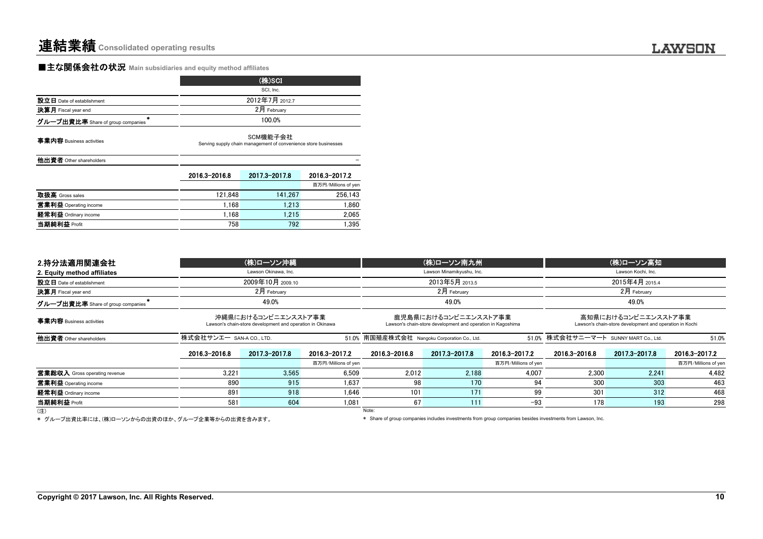# 連結業績 Consolidated operating results

## ■主な関係会社の状況 Main subsidiaries and equity method affiliates

| | (株)SCI | | |
|---|---|---|---|
| | SCI, Inc. | | |
| 設立日 Date of establishment | 2012年7月 2012.7 | | |
| 決算月 Fiscal year end | 2月 February | | |
| グループ出資比率 Share of group companies * | 100.0% | | |
| 事業内容 Business activities | SCM機能子会社 Serving supply chain management of convenience store businesses | | |
| 他出資者 Other shareholders | | | – |
| | 2016.3–2016.8 | 2017.3–2017.8 | 2016.3–2017.2 |
| | | | 百万円/Millions of yen |
| 取扱高 Gross sales | 121,848 | 141,267 | 256,143 |
| 営業利益 Operating income | 1,168 | 1,213 | 1,860 |
| 経常利益 Ordinary income | 1,168 | 1,215 | 2,065 |
| 当期純利益 Profit | 758 | 792 | 1,395 |

| 2.持分法適用関連会社 2. Equity method affiliates | (株)ローソン沖縄 | | | (株)ローソン南九州 | | | (株)ローソン高知 | | |
|---|---|---|---|---|---|---|---|---|---|
| | Lawson Okinawa, Inc. | | | Lawson Minamikyushu, Inc. | | | Lawson Kochi, Inc. | | |
| 設立日 Date of establishment | 2009年10月 2009.10 | | | 2013年5月 2013.5 | | | 2015年4月 2015.4 | | |
| 決算月 Fiscal year end | 2月 February | | | 2月 February | | | 2月 February | | |
| グループ出資比率 Share of group companies * | 49.0% | | | 49.0% | | | 49.0% | | |
| 事業内容 Business activities | 沖縄県におけるコンビニエンスストア事業 Lawson's chain-store development and operation in Okinawa | | | 鹿児島県におけるコンビニエンスストア事業 Lawson's chain-store development and operation in Kagoshima | | | 高知県におけるコンビニエンスストア事業 Lawson's chain-store development and operation in Kochi | | |
| 他出資者 Other shareholders | 株式会社サンエー SAN-A CO., LTD. | | 51.0% | 南国殖産株式会社 Nangoku Corporation Co., Ltd. | | 51.0% | 株式会社サニーマート SUNNY MART Co., Ltd. | | 51.0% |
| | 2016.3–2016.8 | 2017.3–2017.8 | 2016.3–2017.2 | 2016.3–2016.8 | 2017.3–2017.8 | 2016.3–2017.2 | 2016.3–2016.8 | 2017.3–2017.8 | 2016.3–2017.2 |
| | | | 百万円/Millions of yen | | | 百万円/Millions of yen | | | 百万円/Millions of yen |
| 営業総収入 Gross operating revenue | 3,221 | 3,565 | 6,509 | 2,012 | 2,188 | 4,007 | 2,300 | 2,241 | 4,482 |
| 営業利益 Operating income | 890 | 915 | 1,637 | 98 | 170 | 94 | 300 | 303 | 463 |
| 経常利益 Ordinary income | 891 | 918 | 1,646 | 101 | 171 | 99 | 301 | 312 | 468 |
| 当期純利益 Profit | 581 | 604 | 1,081 | 67 | 111 | −93 | 178 | 193 | 298 |

(注)
* グループ出資比率には、(株)ローソンからの出資のほか、グループ企業等からの出資を含みます。

Note:
* Share of group companies includes investments from group companies besides investments from Lawson, Inc.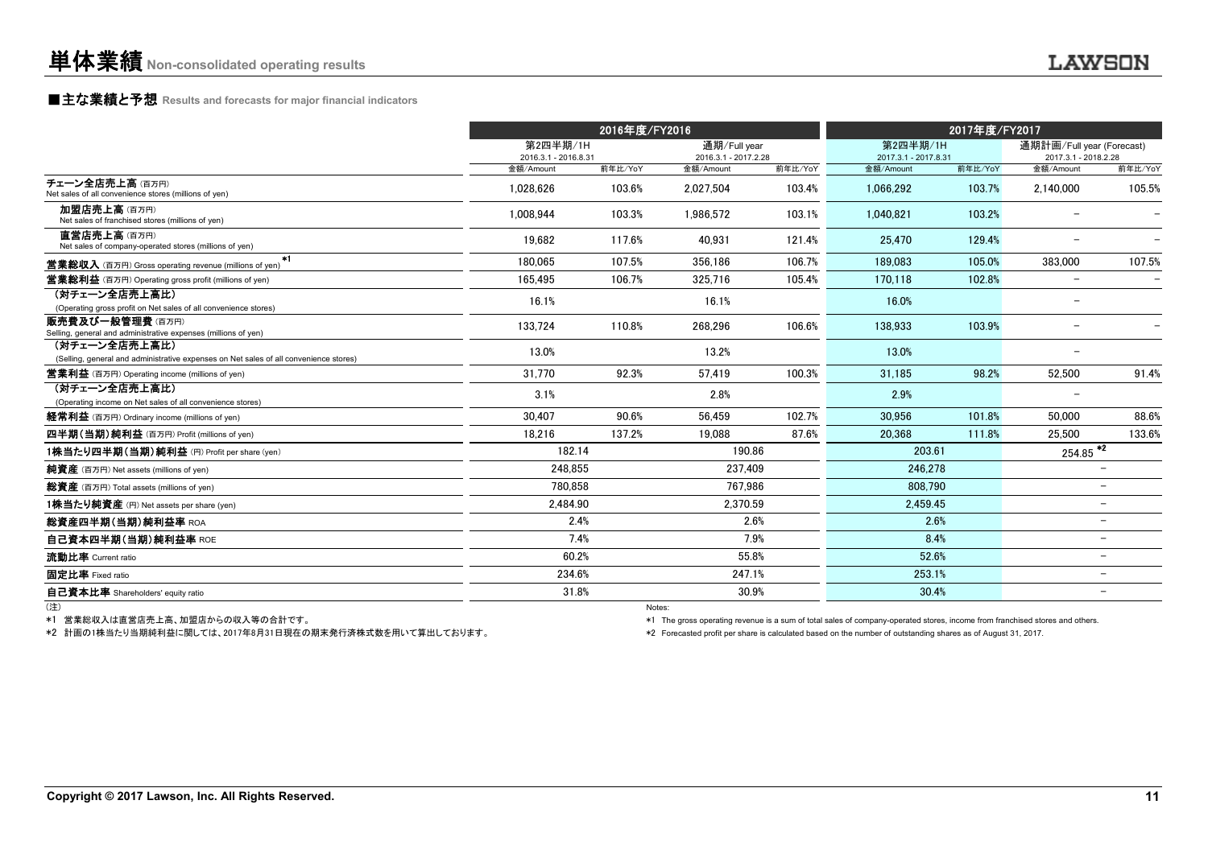# 単体業績 Non-consolidated operating results

## ■主な業績と予想 Results and forecasts for major financial indicators

| | 2016年度/FY2016 | | | | 2017年度/FY2017 | | | |
|---|---|---|---|---|---|---|---|---|
| | 第2四半期/1H 2016.3.1 - 2016.8.31 | | 通期/Full year 2016.3.1 - 2017.2.28 | | 第2四半期/1H 2017.3.1 - 2017.8.31 | | 通期計画/Full year (Forecast) 2017.3.1 - 2018.2.28 | |
| | 金額/Amount | 前年比/YoY | 金額/Amount | 前年比/YoY | 金額/Amount | 前年比/YoY | 金額/Amount | 前年比/YoY |
| チェーン全店売上高（百万円） Net sales of all convenience stores (millions of yen) | 1,028,626 | 103.6% | 2,027,504 | 103.4% | 1,066,292 | 103.7% | 2,140,000 | 105.5% |
| 加盟店売上高（百万円） Net sales of franchised stores (millions of yen) | 1,008,944 | 103.3% | 1,986,572 | 103.1% | 1,040,821 | 103.2% | − | − |
| 直営店売上高（百万円） Net sales of company-operated stores (millions of yen) | 19,682 | 117.6% | 40,931 | 121.4% | 25,470 | 129.4% | − | − |
| 営業総収入（百万円）Gross operating revenue (millions of yen) *1 | 180,065 | 107.5% | 356,186 | 106.7% | 189,083 | 105.0% | 383,000 | 107.5% |
| 営業総利益（百万円）Operating gross profit (millions of yen) | 165,495 | 106.7% | 325,716 | 105.4% | 170,118 | 102.8% | − | − |
| （対チェーン全店売上高比） (Operating gross profit on Net sales of all convenience stores) | 16.1% | | 16.1% | | 16.0% | | − | |
| 販売費及び一般管理費（百万円） Selling, general and administrative expenses (millions of yen) | 133,724 | 110.8% | 268,296 | 106.6% | 138,933 | 103.9% | − | − |
| （対チェーン全店売上高比） (Selling, general and administrative expenses on Net sales of all convenience stores) | 13.0% | | 13.2% | | 13.0% | | − | |
| 営業利益（百万円）Operating income (millions of yen) | 31,770 | 92.3% | 57,419 | 100.3% | 31,185 | 98.2% | 52,500 | 91.4% |
| （対チェーン全店売上高比） (Operating income on Net sales of all convenience stores) | 3.1% | | 2.8% | | 2.9% | | − | |
| 経常利益（百万円）Ordinary income (millions of yen) | 30,407 | 90.6% | 56,459 | 102.7% | 30,956 | 101.8% | 50,000 | 88.6% |
| 四半期(当期)純利益（百万円）Profit (millions of yen) | 18,216 | 137.2% | 19,088 | 87.6% | 20,368 | 111.8% | 25,500 | 133.6% |
| 1株当たり四半期(当期)純利益（円）Profit per share (yen) | 182.14 | | 190.86 | | 203.61 | | 254.85 *2 | |
| 純資産（百万円）Net assets (millions of yen) | 248,855 | | 237,409 | | 246,278 | | − | |
| 総資産（百万円）Total assets (millions of yen) | 780,858 | | 767,986 | | 808,790 | | − | |
| 1株当たり純資産（円）Net assets per share (yen) | 2,484.90 | | 2,370.59 | | 2,459.45 | | − | |
| 総資産四半期(当期)純利益率 ROA | 2.4% | | 2.6% | | 2.6% | | − | |
| 自己資本四半期(当期)純利益率 ROE | 7.4% | | 7.9% | | 8.4% | | − | |
| 流動比率 Current ratio | 60.2% | | 55.8% | | 52.6% | | − | |
| 固定比率 Fixed ratio | 234.6% | | 247.1% | | 253.1% | | − | |
| 自己資本比率 Shareholders' equity ratio | 31.8% | | 30.9% | | 30.4% | | − | |

(注)

*1 営業総収入は直営店売上高、加盟店からの収入等の合計です。

*2 計画の1株当たり当期純利益に関しては、2017年8月31日現在の期末発行済株式数を用いて算出しております。

Notes:

*1 The gross operating revenue is a sum of total sales of company-operated stores, income from franchised stores and others.

*2 Forecasted profit per share is calculated based on the number of outstanding shares as of August 31, 2017.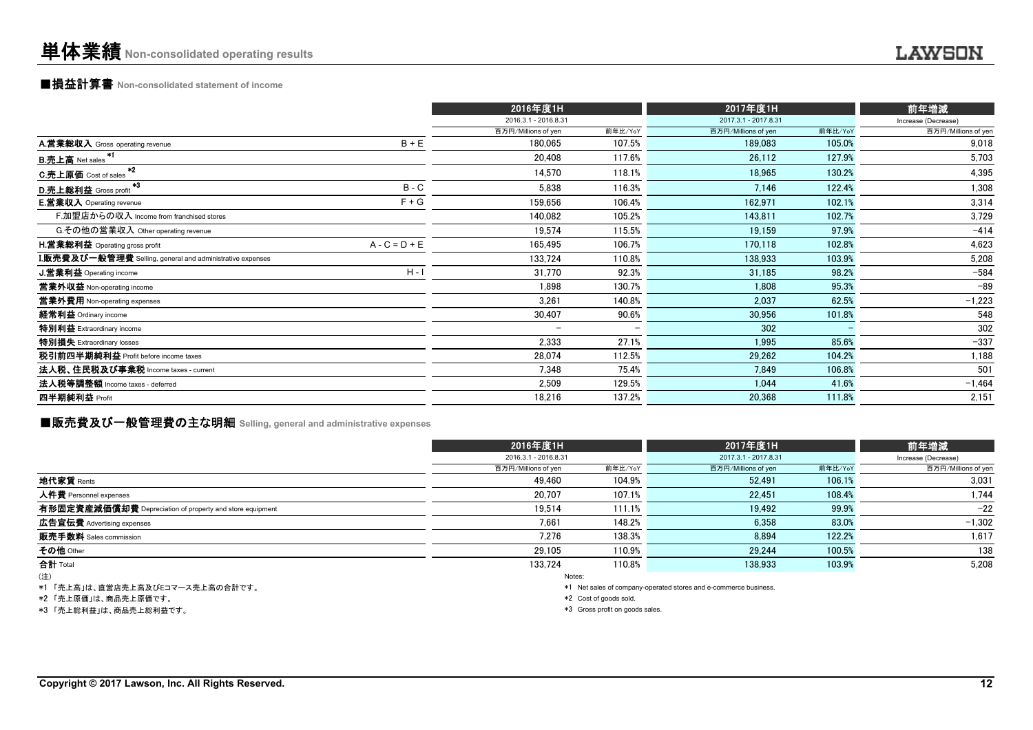# 単体業績 Non-consolidated operating results

## ■損益計算書 Non-consolidated statement of income

| | | 2016年度1H | | 2017年度1H | | 前年増減 |
|---|---|---|---|---|---|---|
| | | 2016.3.1 - 2016.8.31 | | 2017.3.1 - 2017.8.31 | | Increase (Decrease) |
| | | 百万円/Millions of yen | 前年比/YoY | 百万円/Millions of yen | 前年比/YoY | 百万円/Millions of yen |
| **A.営業総収入** Gross operating revenue | B + E | 180,065 | 107.5% | 189,083 | 105.0% | 9,018 |
| **B.売上高** Net sales *1 | | 20,408 | 117.6% | 26,112 | 127.9% | 5,703 |
| **C.売上原価** Cost of sales *2 | | 14,570 | 118.1% | 18,965 | 130.2% | 4,395 |
| **D.売上総利益** Gross profit *3 | B - C | 5,838 | 116.3% | 7,146 | 122.4% | 1,308 |
| **E.営業収入** Operating revenue | F + G | 159,656 | 106.4% | 162,971 | 102.1% | 3,314 |
| F.加盟店からの収入 Income from franchised stores | | 140,082 | 105.2% | 143,811 | 102.7% | 3,729 |
| G.その他の営業収入 Other operating revenue | | 19,574 | 115.5% | 19,159 | 97.9% | −414 |
| **H.営業総利益** Operating gross profit | A - C = D + E | 165,495 | 106.7% | 170,118 | 102.8% | 4,623 |
| **I.販売費及び一般管理費** Selling, general and administrative expenses | | 133,724 | 110.8% | 138,933 | 103.9% | 5,208 |
| **J.営業利益** Operating income | H - I | 31,770 | 92.3% | 31,185 | 98.2% | −584 |
| **営業外収益** Non-operating income | | 1,898 | 130.7% | 1,808 | 95.3% | −89 |
| **営業外費用** Non-operating expenses | | 3,261 | 140.8% | 2,037 | 62.5% | −1,223 |
| **経常利益** Ordinary income | | 30,407 | 90.6% | 30,956 | 101.8% | 548 |
| **特別利益** Extraordinary income | | − | − | 302 | − | 302 |
| **特別損失** Extraordinary losses | | 2,333 | 27.1% | 1,995 | 85.6% | −337 |
| **税引前四半期純利益** Profit before income taxes | | 28,074 | 112.5% | 29,262 | 104.2% | 1,188 |
| **法人税、住民税及び事業税** Income taxes - current | | 7,348 | 75.4% | 7,849 | 106.8% | 501 |
| **法人税等調整額** Income taxes - deferred | | 2,509 | 129.5% | 1,044 | 41.6% | −1,464 |
| **四半期純利益** Profit | | 18,216 | 137.2% | 20,368 | 111.8% | 2,151 |

## ■販売費及び一般管理費の主な明細 Selling, general and administrative expenses

| | 2016年度1H | | 2017年度1H | | 前年増減 |
|---|---|---|---|---|---|
| | 2016.3.1 - 2016.8.31 | | 2017.3.1 - 2017.8.31 | | Increase (Decrease) |
| | 百万円/Millions of yen | 前年比/YoY | 百万円/Millions of yen | 前年比/YoY | 百万円/Millions of yen |
| **地代家賃** Rents | 49,460 | 104.9% | 52,491 | 106.1% | 3,031 |
| **人件費** Personnel expenses | 20,707 | 107.1% | 22,451 | 108.4% | 1,744 |
| **有形固定資産減価償却費** Depreciation of property and store equipment | 19,514 | 111.1% | 19,492 | 99.9% | −22 |
| **広告宣伝費** Advertising expenses | 7,661 | 148.2% | 6,358 | 83.0% | −1,302 |
| **販売手数料** Sales commission | 7,276 | 138.3% | 8,894 | 122.2% | 1,617 |
| **その他** Other | 29,105 | 110.9% | 29,244 | 100.5% | 138 |
| **合計** Total | 133,724 | 110.8% | 138,933 | 103.9% | 5,208 |

(注)

*1 「売上高」は、直営店売上高及びEコマース売上高の合計です。

*2 「売上原価」は、商品売上原価です。

*3 「売上総利益」は、商品売上総利益です。

Notes:

*1 Net sales of company-operated stores and e-commerce business.

*2 Cost of goods sold.

*3 Gross profit on goods sales.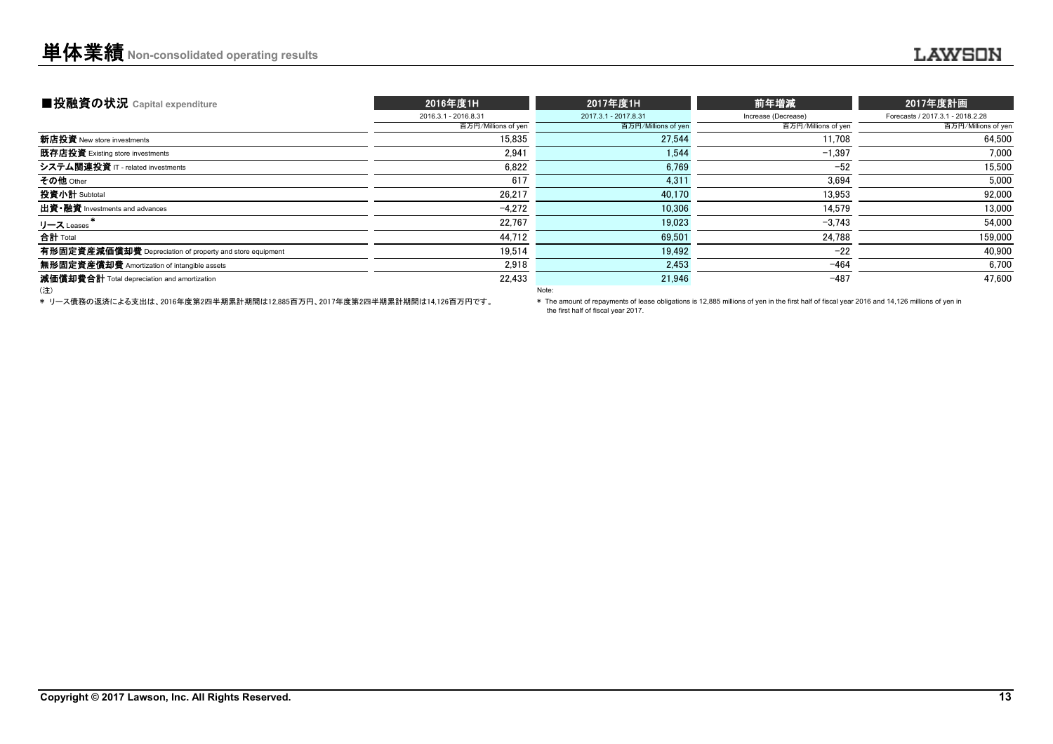# 単体業績 Non-consolidated operating results

## ■投融資の状況 Capital expenditure

| | 2016年度1H | 2017年度1H | 前年増減 | 2017年度計画 |
|---|---|---|---|---|
| | 2016.3.1 - 2016.8.31 | 2017.3.1 - 2017.8.31 | Increase (Decrease) | Forecasts / 2017.3.1 - 2018.2.28 |
| | 百万円/Millions of yen | 百万円/Millions of yen | 百万円/Millions of yen | 百万円/Millions of yen |
| **新店投資** New store investments | 15,835 | 27,544 | 11,708 | 64,500 |
| **既存店投資** Existing store investments | 2,941 | 1,544 | −1,397 | 7,000 |
| **システム関連投資** IT - related investments | 6,822 | 6,769 | −52 | 15,500 |
| **その他** Other | 617 | 4,311 | 3,694 | 5,000 |
| **投資小計** Subtotal | 26,217 | 40,170 | 13,953 | 92,000 |
| **出資・融資** Investments and advances | −4,272 | 10,306 | 14,579 | 13,000 |
| **リース** Leases * | 22,767 | 19,023 | −3,743 | 54,000 |
| **合計** Total | 44,712 | 69,501 | 24,788 | 159,000 |
| **有形固定資産減価償却費** Depreciation of property and store equipment | 19,514 | 19,492 | −22 | 40,900 |
| **無形固定資産償却費** Amortization of intangible assets | 2,918 | 2,453 | −464 | 6,700 |
| **減価償却費合計** Total depreciation and amortization | 22,433 | 21,946 | −487 | 47,600 |

(注)

* リース債務の返済による支出は、2016年度第2四半期累計期間は12,885百万円、2017年度第2四半期累計期間は14,126百万円です。

Note:

* The amount of repayments of lease obligations is 12,885 millions of yen in the first half of fiscal year 2016 and 14,126 millions of yen in the first half of fiscal year 2017.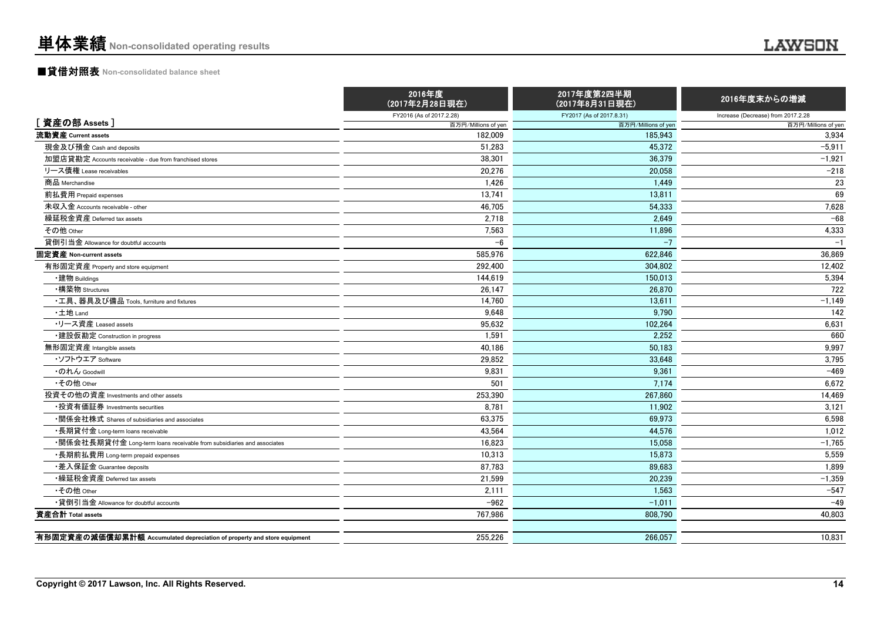# 単体業績 Non-consolidated operating results

## ■貸借対照表 Non-consolidated balance sheet

| [ 資産の部 Assets ] | 2016年度 (2017年2月28日現在) FY2016 (As of 2017.2.28) 百万円/Millions of yen | 2017年度第2四半期 (2017年8月31日現在) FY2017 (As of 2017.8.31) 百万円/Millions of yen | 2016年度末からの増減 Increase (Decrease) from 2017.2.28 百万円/Millions of yen |
|---|---|---|---|
| 流動資産 Current assets | 182,009 | 185,943 | 3,934 |
| 現金及び預金 Cash and deposits | 51,283 | 45,372 | −5,911 |
| 加盟店貸勘定 Accounts receivable - due from franchised stores | 38,301 | 36,379 | −1,921 |
| リース債権 Lease receivables | 20,276 | 20,058 | −218 |
| 商品 Merchandise | 1,426 | 1,449 | 23 |
| 前払費用 Prepaid expenses | 13,741 | 13,811 | 69 |
| 未収入金 Accounts receivable - other | 46,705 | 54,333 | 7,628 |
| 繰延税金資産 Deferred tax assets | 2,718 | 2,649 | −68 |
| その他 Other | 7,563 | 11,896 | 4,333 |
| 貸倒引当金 Allowance for doubtful accounts | −6 | −7 | −1 |
| 固定資産 Non-current assets | 585,976 | 622,846 | 36,869 |
| 有形固定資産 Property and store equipment | 292,400 | 304,802 | 12,402 |
| ・建物 Buildings | 144,619 | 150,013 | 5,394 |
| ・構築物 Structures | 26,147 | 26,870 | 722 |
| ・工具、器具及び備品 Tools, furniture and fixtures | 14,760 | 13,611 | −1,149 |
| ・土地 Land | 9,648 | 9,790 | 142 |
| ・リース資産 Leased assets | 95,632 | 102,264 | 6,631 |
| ・建設仮勘定 Construction in progress | 1,591 | 2,252 | 660 |
| 無形固定資産 Intangible assets | 40,186 | 50,183 | 9,997 |
| ・ソフトウエア Software | 29,852 | 33,648 | 3,795 |
| ・のれん Goodwill | 9,831 | 9,361 | −469 |
| ・その他 Other | 501 | 7,174 | 6,672 |
| 投資その他の資産 Investments and other assets | 253,390 | 267,860 | 14,469 |
| ・投資有価証券 Investments securities | 8,781 | 11,902 | 3,121 |
| ・関係会社株式 Shares of subsidiaries and associates | 63,375 | 69,973 | 6,598 |
| ・長期貸付金 Long-term loans receivable | 43,564 | 44,576 | 1,012 |
| ・関係会社長期貸付金 Long-term loans receivable from subsidiaries and associates | 16,823 | 15,058 | −1,765 |
| ・長期前払費用 Long-term prepaid expenses | 10,313 | 15,873 | 5,559 |
| ・差入保証金 Guarantee deposits | 87,783 | 89,683 | 1,899 |
| ・繰延税金資産 Deferred tax assets | 21,599 | 20,239 | −1,359 |
| ・その他 Other | 2,111 | 1,563 | −547 |
| ・貸倒引当金 Allowance for doubtful accounts | −962 | −1,011 | −49 |
| 資産合計 Total assets | 767,986 | 808,790 | 40,803 |
| 有形固定資産の減価償却累計額 Accumulated depreciation of property and store equipment | 255,226 | 266,057 | 10,831 |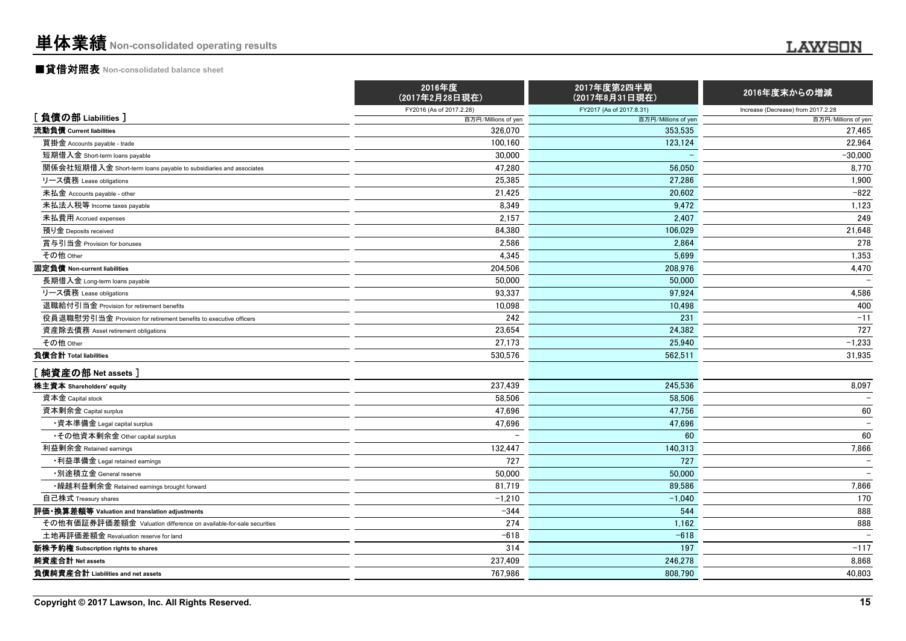# 単体業績 Non-consolidated operating results

## ■貸借対照表 Non-consolidated balance sheet

| | 2016年度（2017年2月28日現在） | 2017年度第2四半期（2017年8月31日現在） | 2016年度末からの増減 |
|---|---|---|---|
| | FY2016 (As of 2017.2.28) | FY2017 (As of 2017.8.31) | Increase (Decrease) from 2017.2.28 |
| **[ 負債の部 Liabilities ]** | 百万円/Millions of yen | 百万円/Millions of yen | 百万円/Millions of yen |
| **流動負債 Current liabilities** | 326,070 | 353,535 | 27,465 |
| 買掛金 Accounts payable - trade | 100,160 | 123,124 | 22,964 |
| 短期借入金 Short-term loans payable | 30,000 | – | -30,000 |
| 関係会社短期借入金 Short-term loans payable to subsidiaries and associates | 47,280 | 56,050 | 8,770 |
| リース債務 Lease obligations | 25,385 | 27,286 | 1,900 |
| 未払金 Accounts payable - other | 21,425 | 20,602 | -822 |
| 未払法人税等 Income taxes payable | 8,349 | 9,472 | 1,123 |
| 未払費用 Accrued expenses | 2,157 | 2,407 | 249 |
| 預り金 Deposits received | 84,380 | 106,029 | 21,648 |
| 賞与引当金 Provision for bonuses | 2,586 | 2,864 | 278 |
| その他 Other | 4,345 | 5,699 | 1,353 |
| **固定負債 Non-current liabilities** | 204,506 | 208,976 | 4,470 |
| 長期借入金 Long-term loans payable | 50,000 | 50,000 | – |
| リース債務 Lease obligations | 93,337 | 97,924 | 4,586 |
| 退職給付引当金 Provision for retirement benefits | 10,098 | 10,498 | 400 |
| 役員退職慰労引当金 Provision for retirement benefits to executive officers | 242 | 231 | -11 |
| 資産除去債務 Asset retirement obligations | 23,654 | 24,382 | 727 |
| その他 Other | 27,173 | 25,940 | -1,233 |
| **負債合計 Total liabilities** | 530,576 | 562,511 | 31,935 |
| **[ 純資産の部 Net assets ]** | | | |
| **株主資本 Shareholders' equity** | 237,439 | 245,536 | 8,097 |
| 資本金 Capital stock | 58,506 | 58,506 | – |
| 資本剰余金 Capital surplus | 47,696 | 47,756 | 60 |
| ・資本準備金 Legal capital surplus | 47,696 | 47,696 | – |
| ・その他資本剰余金 Other capital surplus | – | 60 | 60 |
| 利益剰余金 Retained earnings | 132,447 | 140,313 | 7,866 |
| ・利益準備金 Legal retained earnings | 727 | 727 | – |
| ・別途積立金 General reserve | 50,000 | 50,000 | – |
| ・繰越利益剰余金 Retained earnings brought forward | 81,719 | 89,586 | 7,866 |
| 自己株式 Treasury shares | -1,210 | -1,040 | 170 |
| **評価・換算差額等 Valuation and translation adjustments** | -344 | 544 | 888 |
| その他有価証券評価差額金 Valuation difference on available-for-sale securities | 274 | 1,162 | 888 |
| 土地再評価差額金 Revaluation reserve for land | -618 | -618 | – |
| **新株予約権 Subscription rights to shares** | 314 | 197 | -117 |
| **純資産合計 Net assets** | 237,409 | 246,278 | 8,868 |
| **負債純資産合計 Liabilities and net assets** | 767,986 | 808,790 | 40,803 |

Copyright © 2017 Lawson, Inc. All Rights Reserved.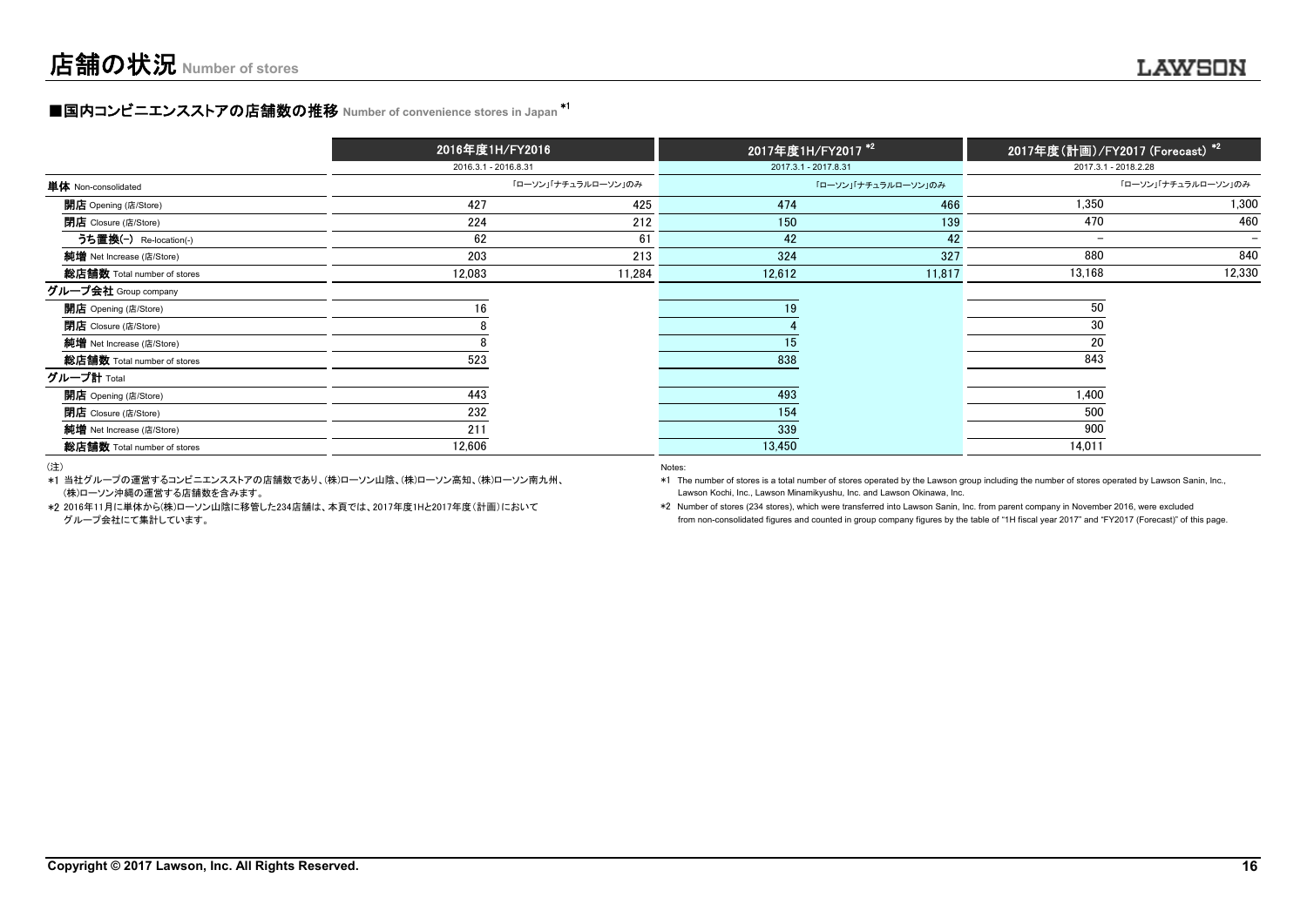# 店舗の状況 Number of stores

## ■国内コンビニエンスストアの店舗数の推移 Number of convenience stores in Japan [*1]

| | 2016年度1H/FY2016 | | 2017年度1H/FY2017 [*2] | | 2017年度(計画)/FY2017 (Forecast) [*2] | |
|---|---|---|---|---|---|---|
| | 2016.3.1 - 2016.8.31 | | 2017.3.1 - 2017.8.31 | | 2017.3.1 - 2018.2.28 | |
| **単体** Non-consolidated | | 「ローソン」「ナチュラルローソン」のみ | | 「ローソン」「ナチュラルローソン」のみ | | 「ローソン」「ナチュラルローソン」のみ |
| **開店** Opening (店/Store) | 427 | 425 | 474 | 466 | 1,350 | 1,300 |
| **閉店** Closure (店/Store) | 224 | 212 | 150 | 139 | 470 | 460 |
| **うち置換(-)** Re-location(-) | 62 | 61 | 42 | 42 | − | − |
| **純増** Net Increase (店/Store) | 203 | 213 | 324 | 327 | 880 | 840 |
| **総店舗数** Total number of stores | 12,083 | 11,284 | 12,612 | 11,817 | 13,168 | 12,330 |
| **グループ会社** Group company | | | | | | |
| **開店** Opening (店/Store) | 16 | | 19 | | 50 | |
| **閉店** Closure (店/Store) | 8 | | 4 | | 30 | |
| **純増** Net Increase (店/Store) | 8 | | 15 | | 20 | |
| **総店舗数** Total number of stores | 523 | | 838 | | 843 | |
| **グループ計** Total | | | | | | |
| **開店** Opening (店/Store) | 443 | | 493 | | 1,400 | |
| **閉店** Closure (店/Store) | 232 | | 154 | | 500 | |
| **純増** Net Increase (店/Store) | 211 | | 339 | | 900 | |
| **総店舗数** Total number of stores | 12,606 | | 13,450 | | 14,011 | |

(注)

*1 当社グループの運営するコンビニエンスストアの店舗数であり、(株)ローソン山陰、(株)ローソン高知、(株)ローソン南九州、(株)ローソン沖縄の運営する店舗数を含みます。

*2 2016年11月に単体から(株)ローソン山陰に移管した234店舗は、本頁では、2017年度1Hと2017年度(計画)においてグループ会社にて集計しています。

Notes:

*1 The number of stores is a total number of stores operated by the Lawson group including the number of stores operated by Lawson Sanin, Inc., Lawson Kochi, Inc., Lawson Minamikyushu, Inc. and Lawson Okinawa, Inc.

*2 Number of stores (234 stores), which were transferred into Lawson Sanin, Inc. from parent company in November 2016, were excluded from non-consolidated figures and counted in group company figures by the table of "1H fiscal year 2017" and "FY2017 (Forecast)" of this page.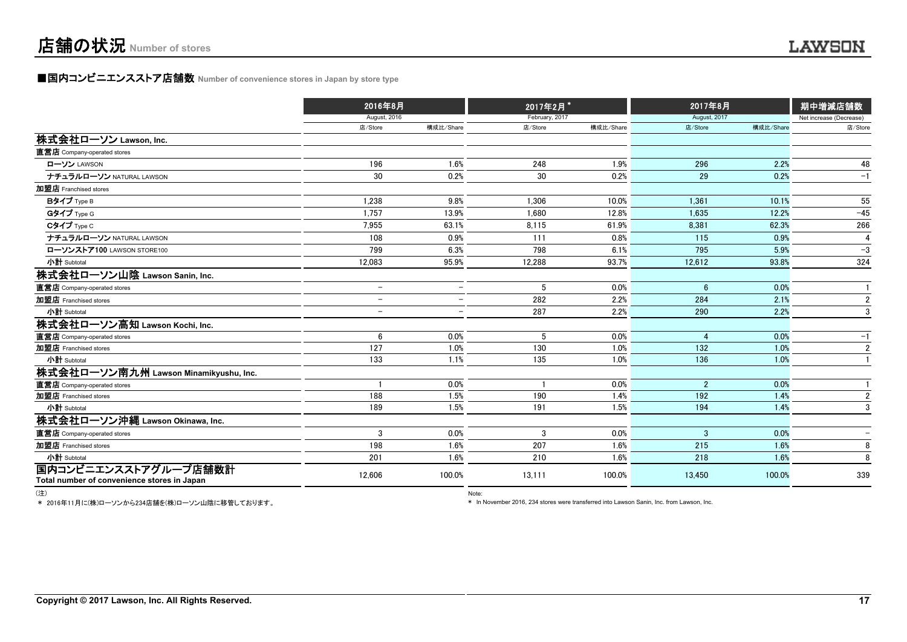# 店舗の状況 Number of stores

## ■国内コンビニエンスストア店舗数 Number of convenience stores in Japan by store type

| | 2016年8月 August, 2016 | | 2017年2月* February, 2017 | | 2017年8月 August, 2017 | | 期中増減店舗数 Net increase (Decrease) |
|---|---|---|---|---|---|---|---|
| | 店/Store | 構成比/Share | 店/Store | 構成比/Share | 店/Store | 構成比/Share | 店/Store |
| **株式会社ローソン Lawson, Inc.** | | | | | | | |
| **直営店** Company-operated stores | | | | | | | |
| **ローソン** LAWSON | 196 | 1.6% | 248 | 1.9% | 296 | 2.2% | 48 |
| **ナチュラルローソン** NATURAL LAWSON | 30 | 0.2% | 30 | 0.2% | 29 | 0.2% | −1 |
| **加盟店** Franchised stores | | | | | | | |
| **Bタイプ** Type B | 1,238 | 9.8% | 1,306 | 10.0% | 1,361 | 10.1% | 55 |
| **Gタイプ** Type G | 1,757 | 13.9% | 1,680 | 12.8% | 1,635 | 12.2% | −45 |
| **Cタイプ** Type C | 7,955 | 63.1% | 8,115 | 61.9% | 8,381 | 62.3% | 266 |
| **ナチュラルローソン** NATURAL LAWSON | 108 | 0.9% | 111 | 0.8% | 115 | 0.9% | 4 |
| **ローソンストア100** LAWSON STORE100 | 799 | 6.3% | 798 | 6.1% | 795 | 5.9% | −3 |
| **小計** Subtotal | 12,083 | 95.9% | 12,288 | 93.7% | 12,612 | 93.8% | 324 |
| **株式会社ローソン山陰 Lawson Sanin, Inc.** | | | | | | | |
| **直営店** Company-operated stores | − | − | 5 | 0.0% | 6 | 0.0% | 1 |
| **加盟店** Franchised stores | − | − | 282 | 2.2% | 284 | 2.1% | 2 |
| **小計** Subtotal | − | − | 287 | 2.2% | 290 | 2.2% | 3 |
| **株式会社ローソン高知 Lawson Kochi, Inc.** | | | | | | | |
| **直営店** Company-operated stores | 6 | 0.0% | 5 | 0.0% | 4 | 0.0% | −1 |
| **加盟店** Franchised stores | 127 | 1.0% | 130 | 1.0% | 132 | 1.0% | 2 |
| **小計** Subtotal | 133 | 1.1% | 135 | 1.0% | 136 | 1.0% | 1 |
| **株式会社ローソン南九州 Lawson Minamikyushu, Inc.** | | | | | | | |
| **直営店** Company-operated stores | 1 | 0.0% | 1 | 0.0% | 2 | 0.0% | 1 |
| **加盟店** Franchised stores | 188 | 1.5% | 190 | 1.4% | 192 | 1.4% | 2 |
| **小計** Subtotal | 189 | 1.5% | 191 | 1.5% | 194 | 1.4% | 3 |
| **株式会社ローソン沖縄 Lawson Okinawa, Inc.** | | | | | | | |
| **直営店** Company-operated stores | 3 | 0.0% | 3 | 0.0% | 3 | 0.0% | − |
| **加盟店** Franchised stores | 198 | 1.6% | 207 | 1.6% | 215 | 1.6% | 8 |
| **小計** Subtotal | 201 | 1.6% | 210 | 1.6% | 218 | 1.6% | 8 |
| **国内コンビニエンスストアグループ店舗数計 Total number of convenience stores in Japan** | 12,606 | 100.0% | 13,111 | 100.0% | 13,450 | 100.0% | 339 |

(注)

＊ 2016年11月に(株)ローソンから234店舗を(株)ローソン山陰に移管しております。

Note:

＊ In November 2016, 234 stores were transferred into Lawson Sanin, Inc. from Lawson, Inc.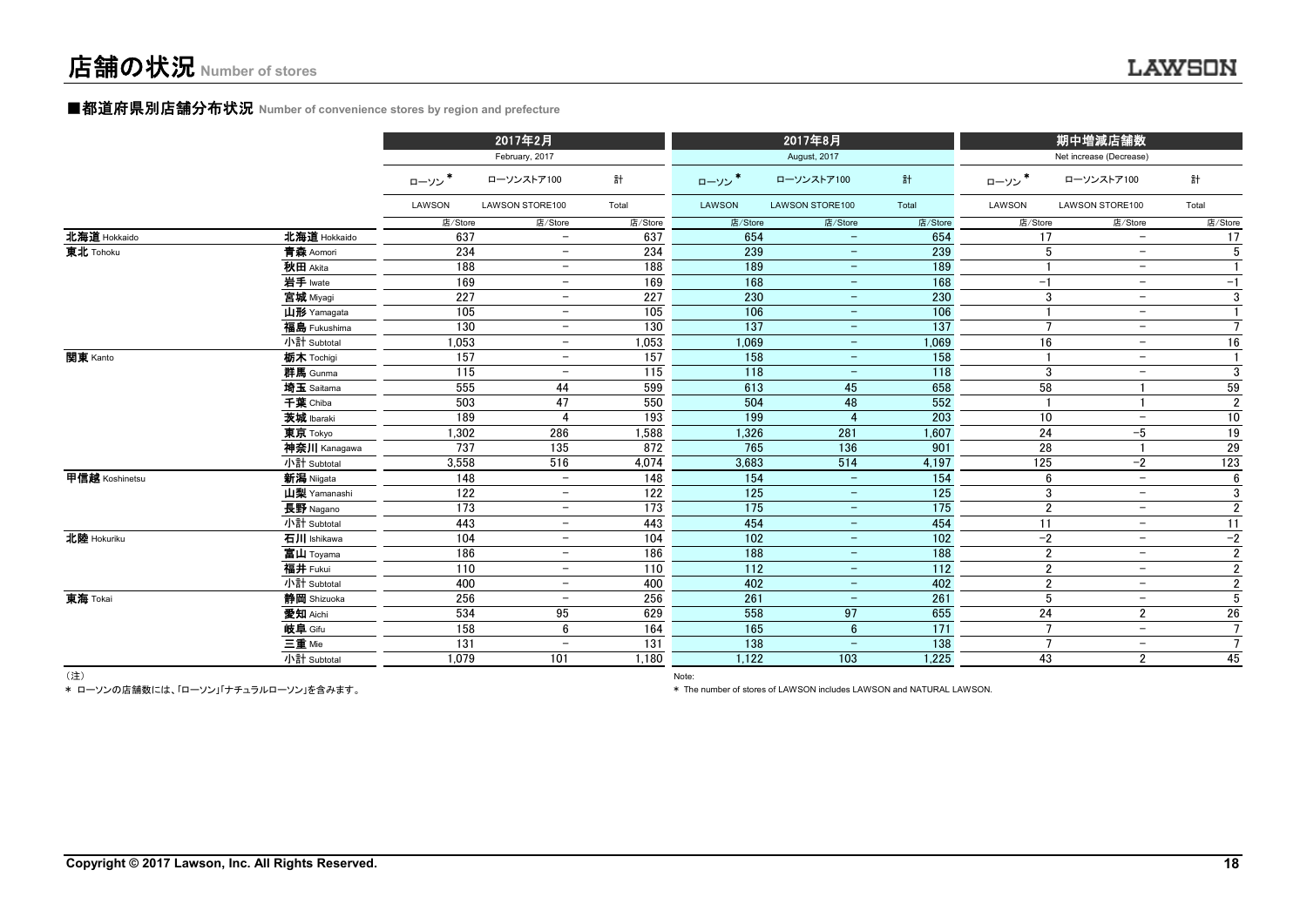# 店舗の状況 Number of stores

## ■都道府県別店舗分布状況 Number of convenience stores by region and prefecture

| | | 2017年2月 February, 2017 | | | 2017年8月 August, 2017 | | | 期中増減店舗数 Net increase (Decrease) | | |
|---|---|---|---|---|---|---|---|---|---|---|
| | | ローソン* LAWSON | ローソンストア100 LAWSON STORE100 | 計 Total | ローソン* LAWSON | ローソンストア100 LAWSON STORE100 | 計 Total | ローソン* LAWSON | ローソンストア100 LAWSON STORE100 | 計 Total |
| | | 店/Store | 店/Store | 店/Store | 店/Store | 店/Store | 店/Store | 店/Store | 店/Store | 店/Store |
| 北海道 Hokkaido | 北海道 Hokkaido | 637 | − | 637 | 654 | − | 654 | 17 | − | 17 |
| 東北 Tohoku | 青森 Aomori | 234 | − | 234 | 239 | − | 239 | 5 | − | 5 |
| | 秋田 Akita | 188 | − | 188 | 189 | − | 189 | 1 | − | 1 |
| | 岩手 Iwate | 169 | − | 169 | 168 | − | 168 | −1 | − | −1 |
| | 宮城 Miyagi | 227 | − | 227 | 230 | − | 230 | 3 | − | 3 |
| | 山形 Yamagata | 105 | − | 105 | 106 | − | 106 | 1 | − | 1 |
| | 福島 Fukushima | 130 | − | 130 | 137 | − | 137 | 7 | − | 7 |
| | 小計 Subtotal | 1,053 | − | 1,053 | 1,069 | − | 1,069 | 16 | − | 16 |
| 関東 Kanto | 栃木 Tochigi | 157 | − | 157 | 158 | − | 158 | 1 | − | 1 |
| | 群馬 Gunma | 115 | − | 115 | 118 | − | 118 | 3 | − | 3 |
| | 埼玉 Saitama | 555 | 44 | 599 | 613 | 45 | 658 | 58 | 1 | 59 |
| | 千葉 Chiba | 503 | 47 | 550 | 504 | 48 | 552 | 1 | 1 | 2 |
| | 茨城 Ibaraki | 189 | 4 | 193 | 199 | 4 | 203 | 10 | − | 10 |
| | 東京 Tokyo | 1,302 | 286 | 1,588 | 1,326 | 281 | 1,607 | 24 | −5 | 19 |
| | 神奈川 Kanagawa | 737 | 135 | 872 | 765 | 136 | 901 | 28 | 1 | 29 |
| | 小計 Subtotal | 3,558 | 516 | 4,074 | 3,683 | 514 | 4,197 | 125 | −2 | 123 |
| 甲信越 Koshinetsu | 新潟 Niigata | 148 | − | 148 | 154 | − | 154 | 6 | − | 6 |
| | 山梨 Yamanashi | 122 | − | 122 | 125 | − | 125 | 3 | − | 3 |
| | 長野 Nagano | 173 | − | 173 | 175 | − | 175 | 2 | − | 2 |
| | 小計 Subtotal | 443 | − | 443 | 454 | − | 454 | 11 | − | 11 |
| 北陸 Hokuriku | 石川 Ishikawa | 104 | − | 104 | 102 | − | 102 | −2 | − | −2 |
| | 富山 Toyama | 186 | − | 186 | 188 | − | 188 | 2 | − | 2 |
| | 福井 Fukui | 110 | − | 110 | 112 | − | 112 | 2 | − | 2 |
| | 小計 Subtotal | 400 | − | 400 | 402 | − | 402 | 2 | − | 2 |
| 東海 Tokai | 静岡 Shizuoka | 256 | − | 256 | 261 | − | 261 | 5 | − | 5 |
| | 愛知 Aichi | 534 | 95 | 629 | 558 | 97 | 655 | 24 | 2 | 26 |
| | 岐阜 Gifu | 158 | 6 | 164 | 165 | 6 | 171 | 7 | − | 7 |
| | 三重 Mie | 131 | − | 131 | 138 | − | 138 | 7 | − | 7 |
| | 小計 Subtotal | 1,079 | 101 | 1,180 | 1,122 | 103 | 1,225 | 43 | 2 | 45 |

（注）

* ローソンの店舗数には、「ローソン」「ナチュラルローソン」を含みます。

Note:

* The number of stores of LAWSON includes LAWSON and NATURAL LAWSON.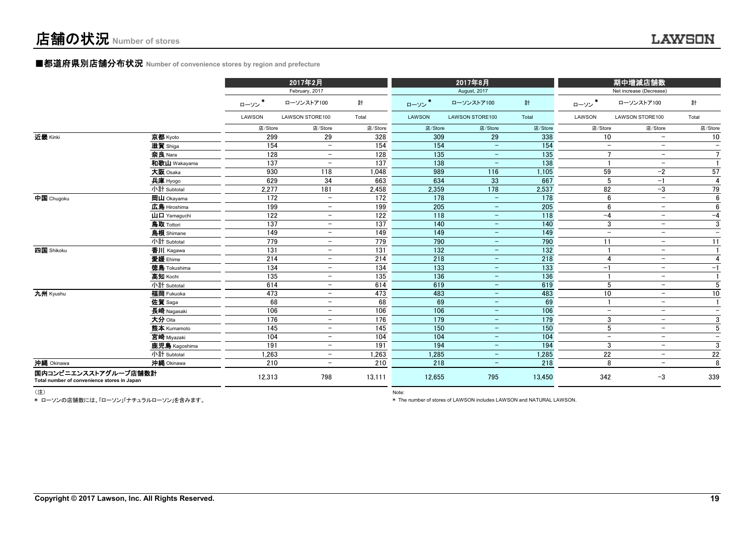# 店舗の状況 Number of stores

## ■都道府県別店舗分布状況 Number of convenience stores by region and prefecture

| | | 2017年2月 February, 2017 | | | 2017年8月 August, 2017 | | | 期中増減店舗数 Net increase (Decrease) | | |
|---|---|---|---|---|---|---|---|---|---|---|
| | | ローソン* LAWSON | ローソンストア100 LAWSON STORE100 | 計 Total | ローソン* LAWSON | ローソンストア100 LAWSON STORE100 | 計 Total | ローソン* LAWSON | ローソンストア100 LAWSON STORE100 | 計 Total |
| | | 店/Store | 店/Store | 店/Store | 店/Store | 店/Store | 店/Store | 店/Store | 店/Store | 店/Store |
| 近畿 Kinki | 京都 Kyoto | 299 | 29 | 328 | 309 | 29 | 338 | 10 | − | 10 |
| | 滋賀 Shiga | 154 | − | 154 | 154 | − | 154 | − | − | − |
| | 奈良 Nara | 128 | − | 128 | 135 | − | 135 | 7 | − | 7 |
| | 和歌山 Wakayama | 137 | − | 137 | 138 | − | 138 | 1 | − | 1 |
| | 大阪 Osaka | 930 | 118 | 1,048 | 989 | 116 | 1,105 | 59 | −2 | 57 |
| | 兵庫 Hyogo | 629 | 34 | 663 | 634 | 33 | 667 | 5 | −1 | 4 |
| | 小計 Subtotal | 2,277 | 181 | 2,458 | 2,359 | 178 | 2,537 | 82 | −3 | 79 |
| 中国 Chugoku | 岡山 Okayama | 172 | − | 172 | 178 | − | 178 | 6 | − | 6 |
| | 広島 Hiroshima | 199 | − | 199 | 205 | − | 205 | 6 | − | 6 |
| | 山口 Yamaguchi | 122 | − | 122 | 118 | − | 118 | −4 | − | −4 |
| | 鳥取 Tottori | 137 | − | 137 | 140 | − | 140 | 3 | − | 3 |
| | 島根 Shimane | 149 | − | 149 | 149 | − | 149 | − | − | − |
| | 小計 Subtotal | 779 | − | 779 | 790 | − | 790 | 11 | − | 11 |
| 四国 Shikoku | 香川 Kagawa | 131 | − | 131 | 132 | − | 132 | 1 | − | 1 |
| | 愛媛 Ehime | 214 | − | 214 | 218 | − | 218 | 4 | − | 4 |
| | 徳島 Tokushima | 134 | − | 134 | 133 | − | 133 | −1 | − | −1 |
| | 高知 Kochi | 135 | − | 135 | 136 | − | 136 | 1 | − | 1 |
| | 小計 Subtotal | 614 | − | 614 | 619 | − | 619 | 5 | − | 5 |
| 九州 Kyushu | 福岡 Fukuoka | 473 | − | 473 | 483 | − | 483 | 10 | − | 10 |
| | 佐賀 Saga | 68 | − | 68 | 69 | − | 69 | 1 | − | 1 |
| | 長崎 Nagasaki | 106 | − | 106 | 106 | − | 106 | − | − | − |
| | 大分 Oita | 176 | − | 176 | 179 | − | 179 | 3 | − | 3 |
| | 熊本 Kumamoto | 145 | − | 145 | 150 | − | 150 | 5 | − | 5 |
| | 宮崎 Miyazaki | 104 | − | 104 | 104 | − | 104 | − | − | − |
| | 鹿児島 Kagoshima | 191 | − | 191 | 194 | − | 194 | 3 | − | 3 |
| | 小計 Subtotal | 1,263 | − | 1,263 | 1,285 | − | 1,285 | 22 | − | 22 |
| 沖縄 Okinawa | 沖縄 Okinawa | 210 | − | 210 | 218 | − | 218 | 8 | − | 8 |
| 国内コンビニエンスストアグループ店舗数計 Total number of convenience stores in Japan | | 12,313 | 798 | 13,111 | 12,655 | 795 | 13,450 | 342 | −3 | 339 |

（注）

* ローソンの店舗数には、「ローソン」「ナチュラルローソン」を含みます。

Note:

* The number of stores of LAWSON includes LAWSON and NATURAL LAWSON.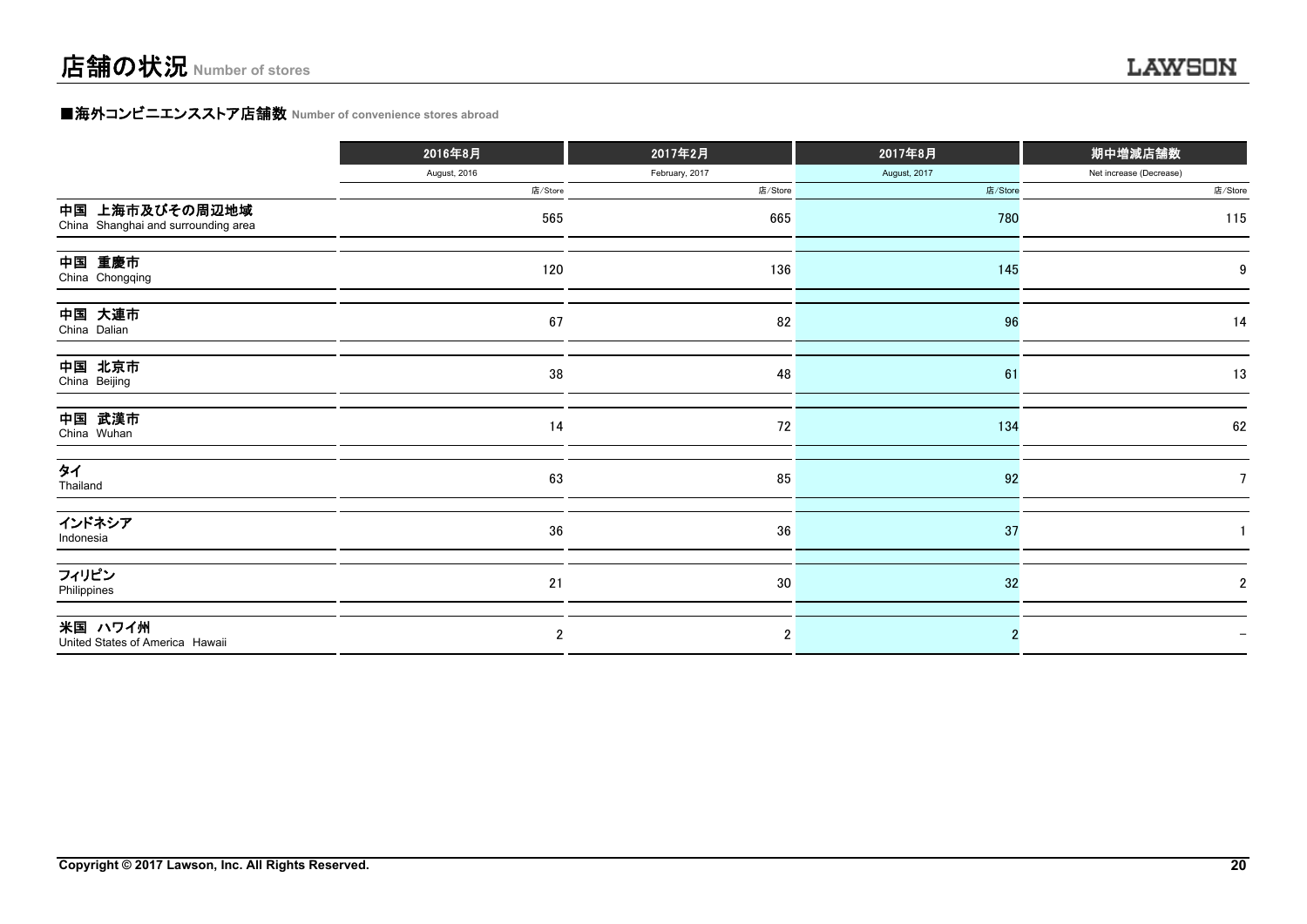# 店舗の状況 Number of stores

■海外コンビニエンスストア店舗数 **Number of convenience stores abroad**

| | 2016年8月<br>August, 2016<br>店/Store | 2017年2月<br>February, 2017<br>店/Store | 2017年8月<br>August, 2017<br>店/Store | 期中増減店舗数<br>Net increase (Decrease)<br>店/Store |
|---|---|---|---|---|
| 中国 上海市及びその周辺地域<br>China Shanghai and surrounding area | 565 | 665 | 780 | 115 |
| 中国 重慶市<br>China Chongqing | 120 | 136 | 145 | 9 |
| 中国 大連市<br>China Dalian | 67 | 82 | 96 | 14 |
| 中国 北京市<br>China Beijing | 38 | 48 | 61 | 13 |
| 中国 武漢市<br>China Wuhan | 14 | 72 | 134 | 62 |
| タイ<br>Thailand | 63 | 85 | 92 | 7 |
| インドネシア<br>Indonesia | 36 | 36 | 37 | 1 |
| フィリピン<br>Philippines | 21 | 30 | 32 | 2 |
| 米国 ハワイ州<br>United States of America Hawaii | 2 | 2 | 2 | − |

Copyright © 2017 Lawson, Inc. All Rights Reserved.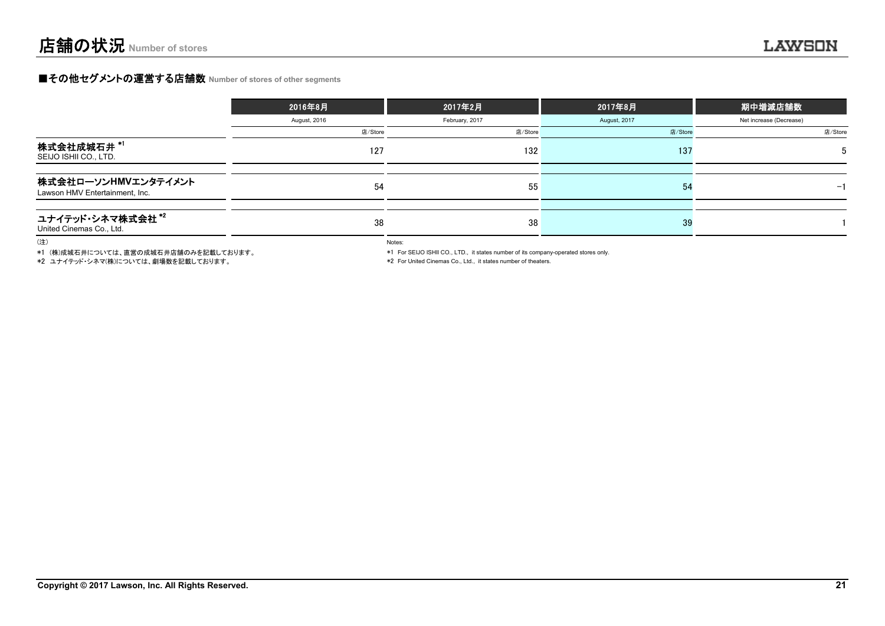# 店舗の状況 Number of stores

### ■その他セグメントの運営する店舗数 Number of stores of other segments

| | 2016年8月<br>August, 2016 | 2017年2月<br>February, 2017 | 2017年8月<br>August, 2017 | 期中増減店舗数<br>Net increase (Decrease) |
|---|---|---|---|---|
| | 店/Store | 店/Store | 店/Store | 店/Store |
| 株式会社成城石井 *1<br>SEIJO ISHII CO., LTD. | 127 | 132 | 137 | 5 |
| 株式会社ローソンHMVエンタテイメント<br>Lawson HMV Entertainment, Inc. | 54 | 55 | 54 | −1 |
| ユナイテッド・シネマ株式会社 *2<br>United Cinemas Co., Ltd. | 38 | 38 | 39 | 1 |

（注）

*1 （株)成城石井については、直営の成城石井店舗のみを記載しております。

*2 ユナイテッド・シネマ(株)については、劇場数を記載しております。

Notes:

*1 For SEIJO ISHII CO., LTD., it states number of its company-operated stores only.

*2 For United Cinemas Co., Ltd., it states number of theaters.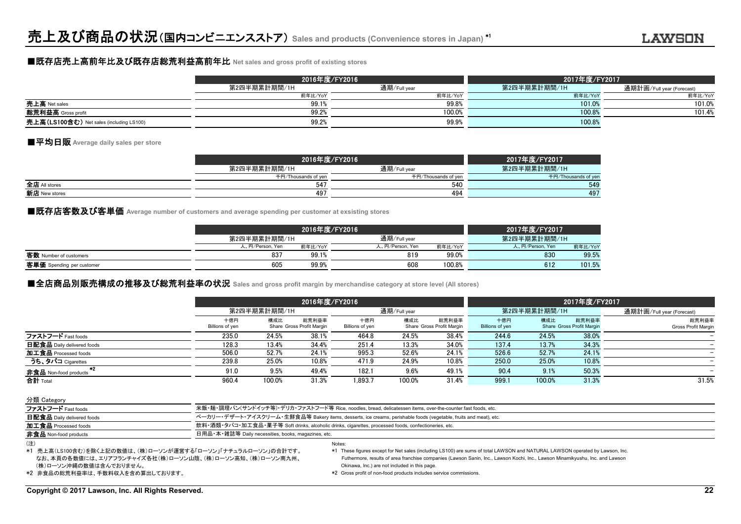# 売上及び商品の状況（国内コンビニエンスストア） Sales and products (Convenience stores in Japan) *1

## ■既存店売上高前年比及び既存店総荒利益高前年比 Net sales and gross profit of existing stores

| | 2016年度/FY2016 | | 2017年度/FY2017 | |
|---|---|---|---|---|
| | 第2四半期累計期間/1H | 通期/Full year | 第2四半期累計期間/1H | 通期計画/Full year (Forecast) |
| | 前年比/YoY | 前年比/YoY | 前年比/YoY | 前年比/YoY |
| 売上高 Net sales | 99.1% | 99.8% | 101.0% | 101.0% |
| 総荒利益高 Gross profit | 99.2% | 100.0% | 100.8% | 101.4% |
| 売上高（LS100含む） Net sales (including LS100) | 99.2% | 99.9% | 100.8% | |

## ■平均日販 Average daily sales per store

| | 2016年度/FY2016 | | 2017年度/FY2017 |
|---|---|---|---|
| | 第2四半期累計期間/1H | 通期/Full year | 第2四半期累計期間/1H |
| | 千円/Thousands of yen | 千円/Thousands of yen | 千円/Thousands of yen |
| 全店 All stores | 547 | 540 | 549 |
| 新店 New stores | 497 | 494 | 497 |

## ■既存店客数及び客単価 Average number of customers and average spending per customer at exsisting stores

| | 2016年度/FY2016 | | | | 2017年度/FY2017 | |
|---|---|---|---|---|---|---|
| | 第2四半期累計期間/1H | | 通期/Full year | | 第2四半期累計期間/1H | |
| | 人、円/Person, Yen | 前年比/YoY | 人、円/Person, Yen | 前年比/YoY | 人、円/Person, Yen | 前年比/YoY |
| 客数 Number of customers | 837 | 99.1% | 819 | 99.0% | 830 | 99.5% |
| 客単価 Spending per customer | 605 | 99.9% | 608 | 100.8% | 612 | 101.5% |

## ■全店商品別販売構成の推移及び総荒利益率の状況 Sales and gross profit margin by merchandise category at store level (All stores)

| | 2016年度/FY2016 | | | | | | 2017年度/FY2017 | | | |
|---|---|---|---|---|---|---|---|---|---|---|
| | 第2四半期累計期間/1H | | | 通期/Full year | | | 第2四半期累計期間/1H | | | 通期計画/Full year (Forecast) |
| | 十億円 Billions of yen | 構成比 Share | 総荒利益率 Gross Profit Margin | 十億円 Billions of yen | 構成比 Share | 総荒利益率 Gross Profit Margin | 十億円 Billions of yen | 構成比 Share | 総荒利益率 Gross Profit Margin | 総荒利益率 Gross Profit Margin |
| ファストフード Fast foods | 235.0 | 24.5% | 38.1% | 464.8 | 24.5% | 38.4% | 244.6 | 24.5% | 38.0% | － |
| 日配食品 Daily delivered foods | 128.3 | 13.4% | 34.4% | 251.4 | 13.3% | 34.0% | 137.4 | 13.7% | 34.3% | － |
| 加工食品 Processed foods | 506.0 | 52.7% | 24.1% | 995.3 | 52.6% | 24.1% | 526.6 | 52.7% | 24.1% | － |
| うち、タバコ Cigarettes | 239.8 | 25.0% | 10.8% | 471.9 | 24.9% | 10.8% | 250.0 | 25.0% | 10.8% | － |
| 非食品 Non-food products *2 | 91.0 | 9.5% | 49.4% | 182.1 | 9.6% | 49.1% | 90.4 | 9.1% | 50.3% | － |
| 合計 Total | 960.4 | 100.0% | 31.3% | 1,893.7 | 100.0% | 31.4% | 999.1 | 100.0% | 31.3% | 31.5% |

分類 Category

| | |
|---|---|
| ファストフード Fast foods | 米飯・麺・調理パン(サンドイッチ等)・デリカ・ファストフード等 Rice, noodles, bread, delicatessen items, over-the-counter fast foods, etc. |
| 日配食品 Daily delivered foods | ベーカリー・デザート・アイスクリーム・生鮮食品等 Bakery items, desserts, ice creams, perishable foods (vegetable, fruits and meat), etc. |
| 加工食品 Processed foods | 飲料・酒類・タバコ・加工食品・菓子等 Soft drinks, alcoholic drinks, cigarettes, processed foods, confectioneries, etc. |
| 非食品 Non-food products | 日用品・本・雑誌等 Daily necessities, books, magazines, etc. |

（注）
*1 売上高（LS100含む）を除く上記の数値は、(株)ローソンが運営する「ローソン」「ナチュラルローソン」の合計です。
なお、本頁の各数値には、エリアフランチャイズ各社(株)ローソン山陰、(株)ローソン高知、(株)ローソン南九州、(株)ローソン沖縄の数値は含んでおりません。
*2 非食品の総荒利益率は、手数料収入を含め算出しております。

Notes:
*1 These figures except for Net sales (including LS100) are sums of total LAWSON and NATURAL LAWSON operated by Lawson, Inc. Futhermore, results of area franchise companies (Lawson Sanin, Inc., Lawson Kochi, Inc., Lawson Minamikyushu, Inc. and Lawson Okinawa, Inc.) are not included in this page.
*2 Gross profit of non-food products includes service commissions.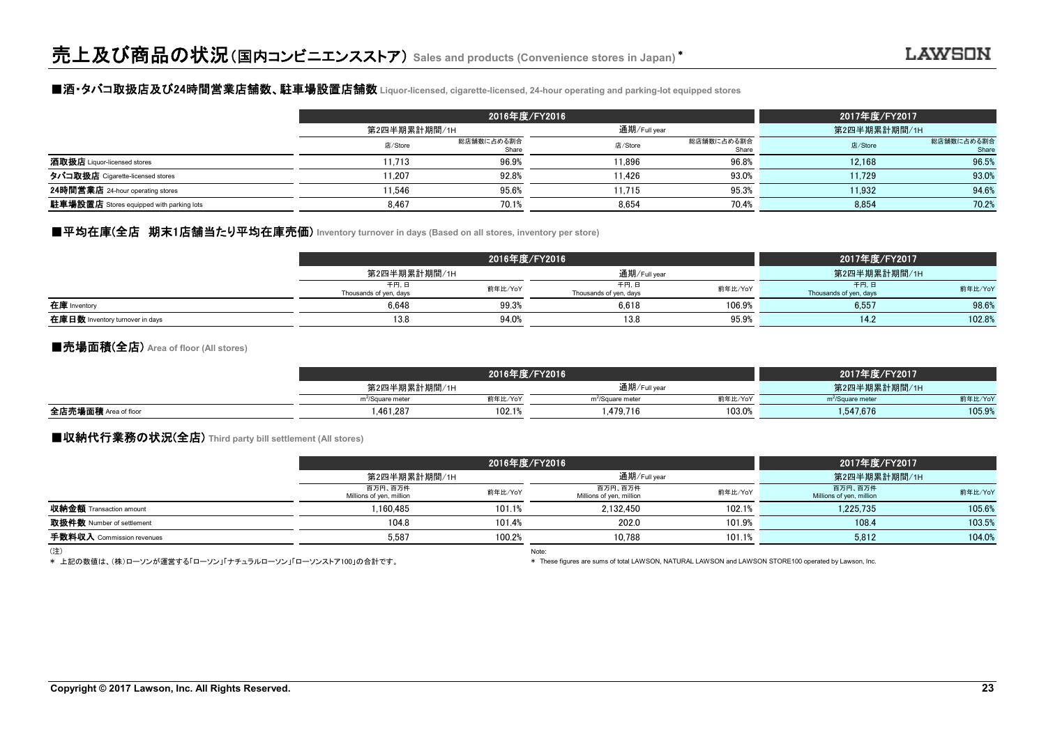# 売上及び商品の状況（国内コンビニエンスストア） Sales and products (Convenience stores in Japan) *

## ■酒・タバコ取扱店及び24時間営業店舗数、駐車場設置店舗数 Liquor-licensed, cigarette-licensed, 24-hour operating and parking-lot equipped stores

| | 2016年度/FY2016 | | | | 2017年度/FY2017 | |
|---|---|---|---|---|---|---|
| | 第2四半期累計期間/1H | | 通期/Full year | | 第2四半期累計期間/1H | |
| | 店/Store | 総店舗数に占める割合 Share | 店/Store | 総店舗数に占める割合 Share | 店/Store | 総店舗数に占める割合 Share |
| **酒取扱店** Liquor-licensed stores | 11,713 | 96.9% | 11,896 | 96.8% | 12,168 | 96.5% |
| **タバコ取扱店** Cigarette-licensed stores | 11,207 | 92.8% | 11,426 | 93.0% | 11,729 | 93.0% |
| **24時間営業店** 24-hour operating stores | 11,546 | 95.6% | 11,715 | 95.3% | 11,932 | 94.6% |
| **駐車場設置店** Stores equipped with parking lots | 8,467 | 70.1% | 8,654 | 70.4% | 8,854 | 70.2% |

## ■平均在庫(全店　期末1店舗当たり平均在庫売価) Inventory turnover in days (Based on all stores, inventory per store)

| | 2016年度/FY2016 | | | | 2017年度/FY2017 | |
|---|---|---|---|---|---|---|
| | 第2四半期累計期間/1H | | 通期/Full year | | 第2四半期累計期間/1H | |
| | 千円, 日 Thousands of yen, days | 前年比/YoY | 千円, 日 Thousands of yen, days | 前年比/YoY | 千円, 日 Thousands of yen, days | 前年比/YoY |
| **在庫** Inventory | 6,648 | 99.3% | 6,618 | 106.9% | 6,557 | 98.6% |
| **在庫日数** Inventory turnover in days | 13.8 | 94.0% | 13.8 | 95.9% | 14.2 | 102.8% |

## ■売場面積(全店) Area of floor (All stores)

| | 2016年度/FY2016 | | | | 2017年度/FY2017 | |
|---|---|---|---|---|---|---|
| | 第2四半期累計期間/1H | | 通期/Full year | | 第2四半期累計期間/1H | |
| | $m^2$/Square meter | 前年比/YoY | $m^2$/Square meter | 前年比/YoY | $m^2$/Square meter | 前年比/YoY |
| **全店売場面積** Area of floor | 1,461,287 | 102.1% | 1,479,716 | 103.0% | 1,547,676 | 105.9% |

## ■収納代行業務の状況(全店) Third party bill settlement (All stores)

| | 2016年度/FY2016 | | | | 2017年度/FY2017 | |
|---|---|---|---|---|---|---|
| | 第2四半期累計期間/1H | | 通期/Full year | | 第2四半期累計期間/1H | |
| | 百万円、百万件 Millions of yen, million | 前年比/YoY | 百万円、百万件 Millions of yen, million | 前年比/YoY | 百万円、百万件 Millions of yen, million | 前年比/YoY |
| **収納金額** Transaction amount | 1,160,485 | 101.1% | 2,132,450 | 102.1% | 1,225,735 | 105.6% |
| **取扱件数** Number of settlement | 104.8 | 101.4% | 202.0 | 101.9% | 108.4 | 103.5% |
| **手数料収入** Commission revenues | 5,587 | 100.2% | 10,788 | 101.1% | 5,812 | 104.0% |

(注)
* 上記の数値は、(株)ローソンが運営する「ローソン」「ナチュラルローソン」「ローソンストア100」の合計です。

Note:
* These figures are sums of total LAWSON, NATURAL LAWSON and LAWSON STORE100 operated by Lawson, Inc.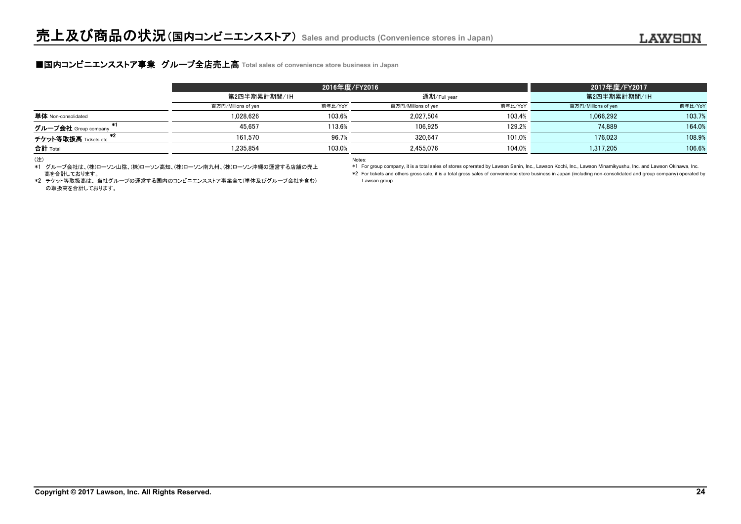# 売上及び商品の状況（国内コンビニエンスストア） Sales and products (Convenience stores in Japan)

## ■国内コンビニエンスストア事業　グループ全店売上高 Total sales of convenience store business in Japan

| | 2016年度/FY2016 | | | | 2017年度/FY2017 | |
|---|---|---|---|---|---|---|
| | 第2四半期累計期間/1H | | 通期/Full year | | 第2四半期累計期間/1H | |
| | 百万円/Millions of yen | 前年比/YoY | 百万円/Millions of yen | 前年比/YoY | 百万円/Millions of yen | 前年比/YoY |
| **単体** Non-consolidated | 1,028,626 | 103.6% | 2,027,504 | 103.4% | 1,066,292 | 103.7% |
| **グループ会社** Group company *1 | 45,657 | 113.6% | 106,925 | 129.2% | 74,889 | 164.0% |
| **チケット等取扱高** Tickets etc. *2 | 161,570 | 96.7% | 320,647 | 101.0% | 176,023 | 108.9% |
| **合計** Total | 1,235,854 | 103.0% | 2,455,076 | 104.0% | 1,317,205 | 106.6% |

（注）
*1 グループ会社は、(株)ローソン山陰、(株)ローソン高知、(株)ローソン南九州、(株)ローソン沖縄の運営する店舗の売上高を合計しております。
*2 チケット等取扱高は、当社グループの運営する国内のコンビニエンスストア事業全て(単体及びグループ会社を含む）の取扱高を合計しております。

Notes:
*1 For group company, it is a total sales of stores oprerated by Lawson Sanin, Inc., Lawson Kochi, Inc., Lawson Minamikyushu, Inc. and Lawson Okinawa, Inc.
*2 For tickets and others gross sale, it is a total gross sales of convenience store business in Japan (including non-consolidated and group company) operated by Lawson group.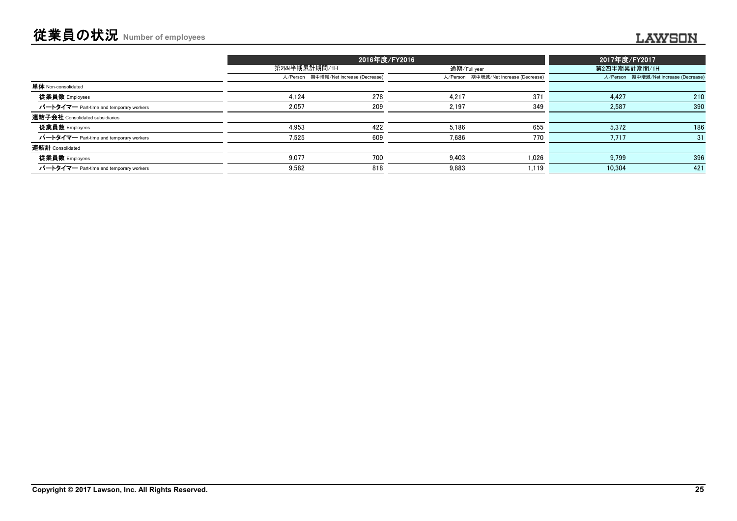# 従業員の状況 Number of employees

| | 2016年度/FY2016 | | | | 2017年度/FY2017 | |
|---|---|---|---|---|---|---|
| | 第2四半期累計期間/1H | | 通期/Full year | | 第2四半期累計期間/1H | |
| | 人/Person | 期中増減/Net increase (Decrease) | 人/Person | 期中増減/Net increase (Decrease) | 人/Person | 期中増減/Net increase (Decrease) |
| **単体** Non-consolidated | | | | | | |
| **従業員数** Employees | 4,124 | 278 | 4,217 | 371 | 4,427 | 210 |
| **パートタイマー** Part-time and temporary workers | 2,057 | 209 | 2,197 | 349 | 2,587 | 390 |
| **連結子会社** Consolidated subsidiaries | | | | | | |
| **従業員数** Employees | 4,953 | 422 | 5,186 | 655 | 5,372 | 186 |
| **パートタイマー** Part-time and temporary workers | 7,525 | 609 | 7,686 | 770 | 7,717 | 31 |
| **連結計** Consolidated | | | | | | |
| **従業員数** Employees | 9,077 | 700 | 9,403 | 1,026 | 9,799 | 396 |
| **パートタイマー** Part-time and temporary workers | 9,582 | 818 | 9,883 | 1,119 | 10,304 | 421 |

Copyright © 2017 Lawson, Inc. All Rights Reserved.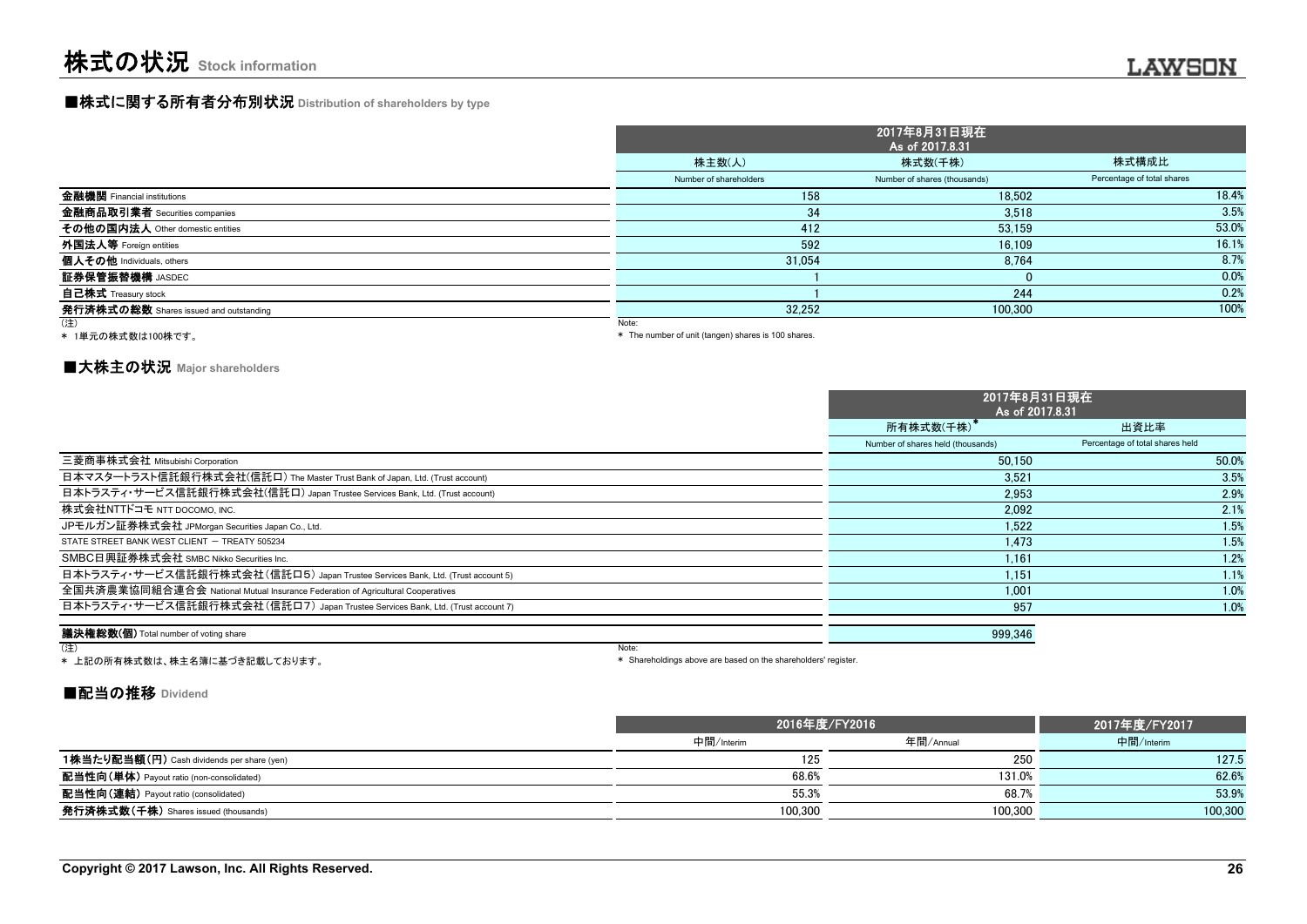# 株式の状況 Stock information

## ■株式に関する所有者分布別状況 Distribution of shareholders by type

| | 2017年8月31日現在 As of 2017.8.31 | | |
|---|---|---|---|
| | 株主数(人) Number of shareholders | 株式数(千株) Number of shares (thousands) | 株式構成比 Percentage of total shares |
| **金融機関** Financial institutions | 158 | 18,502 | 18.4% |
| **金融商品取引業者** Securities companies | 34 | 3,518 | 3.5% |
| **その他の国内法人** Other domestic entities | 412 | 53,159 | 53.0% |
| **外国法人等** Foreign entities | 592 | 16,109 | 16.1% |
| **個人その他** Individuals, others | 31,054 | 8,764 | 8.7% |
| **証券保管振替機構** JASDEC | 1 | 0 | 0.0% |
| **自己株式** Treasury stock | 1 | 244 | 0.2% |
| **発行済株式の総数** Shares issued and outstanding | 32,252 | 100,300 | 100% |

(注)
＊ 1単元の株式数は100株です。

Note:
＊ The number of unit (tangen) shares is 100 shares.

## ■大株主の状況 Major shareholders

| | 2017年8月31日現在 As of 2017.8.31 | |
|---|---|---|
| | 所有株式数(千株)* Number of shares held (thousands) | 出資比率 Percentage of total shares held |
| 三菱商事株式会社 Mitsubishi Corporation | 50,150 | 50.0% |
| 日本マスタートラスト信託銀行株式会社(信託口) The Master Trust Bank of Japan, Ltd. (Trust account) | 3,521 | 3.5% |
| 日本トラスティ・サービス信託銀行株式会社(信託口) Japan Trustee Services Bank, Ltd. (Trust account) | 2,953 | 2.9% |
| 株式会社NTTドコモ NTT DOCOMO, INC. | 2,092 | 2.1% |
| JPモルガン証券株式会社 JPMorgan Securities Japan Co., Ltd. | 1,522 | 1.5% |
| STATE STREET BANK WEST CLIENT － TREATY 505234 | 1,473 | 1.5% |
| SMBC日興証券株式会社 SMBC Nikko Securities Inc. | 1,161 | 1.2% |
| 日本トラスティ・サービス信託銀行株式会社（信託口5） Japan Trustee Services Bank, Ltd. (Trust account 5) | 1,151 | 1.1% |
| 全国共済農業協同組合連合会 National Mutual Insurance Federation of Agricultural Cooperatives | 1,001 | 1.0% |
| 日本トラスティ・サービス信託銀行株式会社（信託口7） Japan Trustee Services Bank, Ltd. (Trust account 7) | 957 | 1.0% |
| **議決権総数(個)** Total number of voting share | 999,346 | |

(注)
＊ 上記の所有株式数は、株主名簿に基づき記載しております。

Note:
＊ Shareholdings above are based on the shareholders' register.

## ■配当の推移 Dividend

| | 2016年度/FY2016 | | 2017年度/FY2017 |
|---|---|---|---|
| | 中間/Interim | 年間/Annual | 中間/Interim |
| **1株当たり配当額(円)** Cash dividends per share (yen) | 125 | 250 | 127.5 |
| **配当性向(単体)** Payout ratio (non-consolidated) | 68.6% | 131.0% | 62.6% |
| **配当性向(連結)** Payout ratio (consolidated) | 55.3% | 68.7% | 53.9% |
| **発行済株式数(千株)** Shares issued (thousands) | 100,300 | 100,300 | 100,300 |